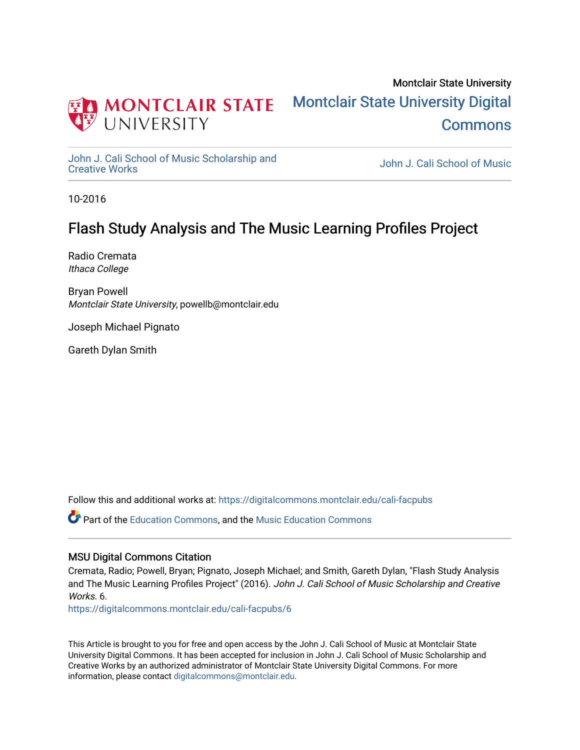Montclair State University

# Montclair State University Digital Commons

John J. Cali School of Music Scholarship and Creative Works | John J. Cali School of Music

10-2016

## Flash Study Analysis and The Music Learning Profiles Project

Radio Cremata
*Ithaca College*

Bryan Powell
*Montclair State University*, powellb@montclair.edu

Joseph Michael Pignato

Gareth Dylan Smith

Follow this and additional works at: https://digitalcommons.montclair.edu/cali-facpubs

Part of the Education Commons, and the Music Education Commons

### MSU Digital Commons Citation

Cremata, Radio; Powell, Bryan; Pignato, Joseph Michael; and Smith, Gareth Dylan, "Flash Study Analysis and The Music Learning Profiles Project" (2016). *John J. Cali School of Music Scholarship and Creative Works*. 6.
https://digitalcommons.montclair.edu/cali-facpubs/6

This Article is brought to you for free and open access by the John J. Cali School of Music at Montclair State University Digital Commons. It has been accepted for inclusion in John J. Cali School of Music Scholarship and Creative Works by an authorized administrator of Montclair State University Digital Commons. For more information, please contact digitalcommons@montclair.edu.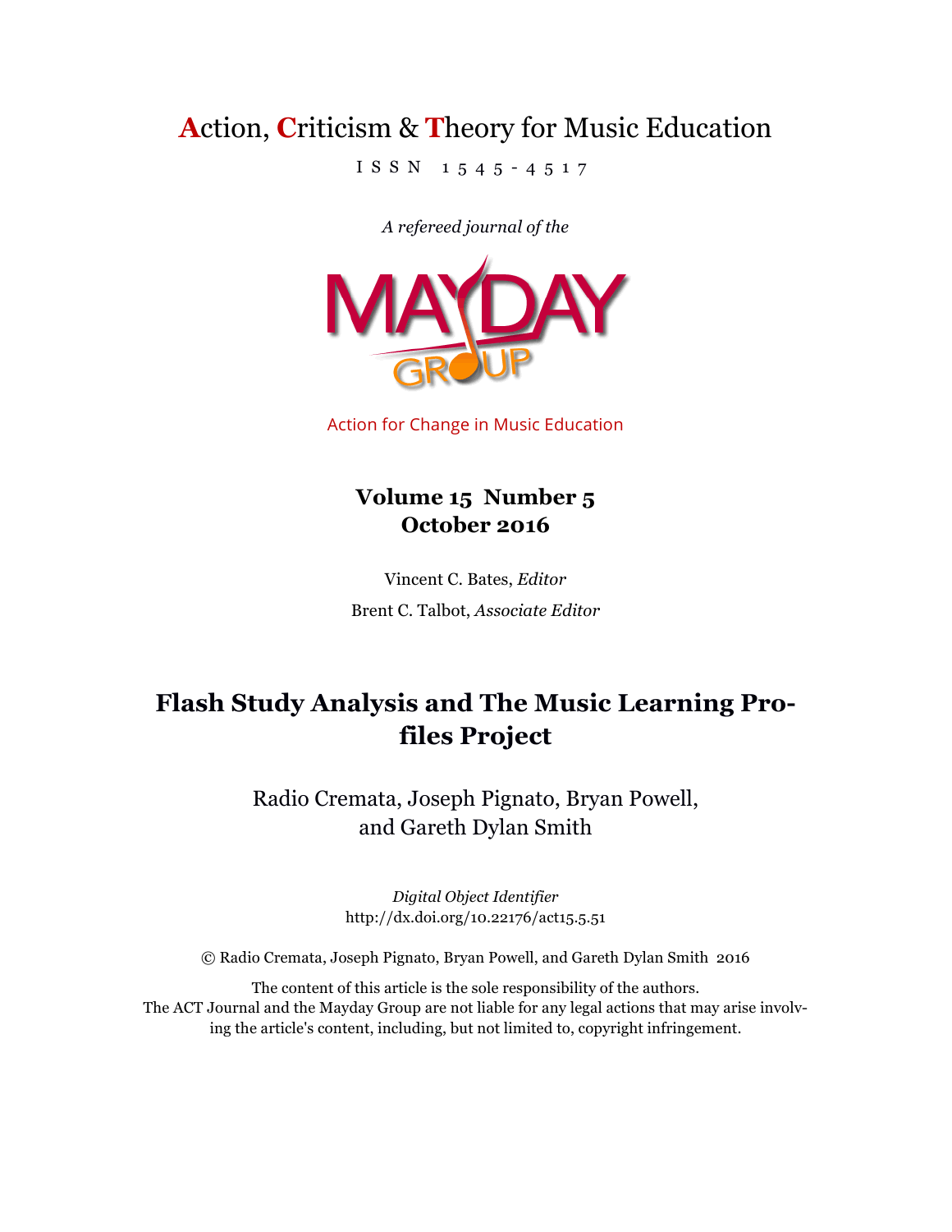# Action, Criticism & Theory for Music Education

ISSN 1545-4517

*A refereed journal of the*

Action for Change in Music Education

**Volume 15 Number 5**
**October 2016**

Vincent C. Bates, *Editor*

Brent C. Talbot, *Associate Editor*

## Flash Study Analysis and The Music Learning Profiles Project

Radio Cremata, Joseph Pignato, Bryan Powell, and Gareth Dylan Smith

*Digital Object Identifier*
http://dx.doi.org/10.22176/act15.5.51

© Radio Cremata, Joseph Pignato, Bryan Powell, and Gareth Dylan Smith 2016

The content of this article is the sole responsibility of the authors.
The ACT Journal and the Mayday Group are not liable for any legal actions that may arise involving the article's content, including, but not limited to, copyright infringement.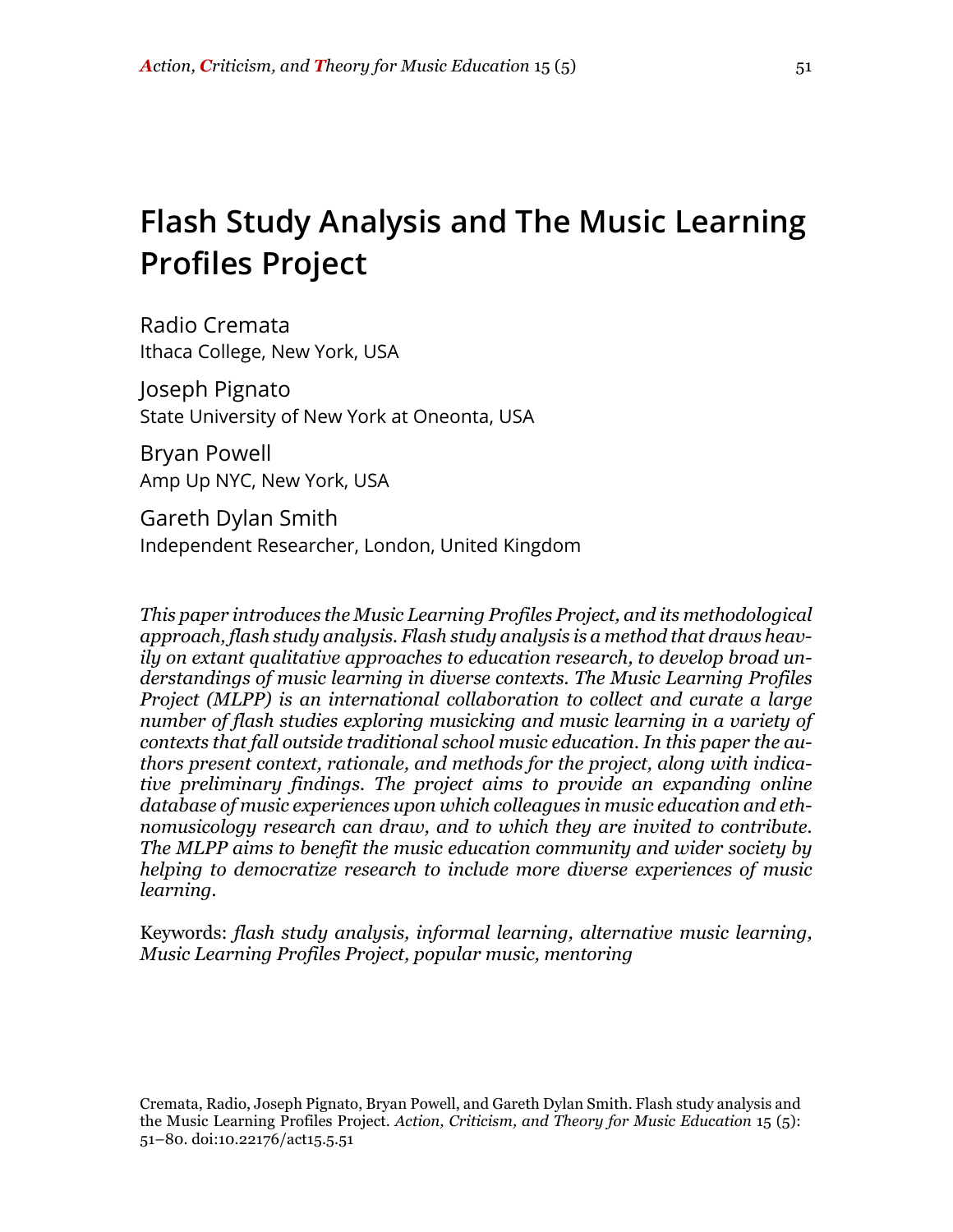# Flash Study Analysis and The Music Learning Profiles Project

Radio Cremata
Ithaca College, New York, USA

Joseph Pignato
State University of New York at Oneonta, USA

Bryan Powell
Amp Up NYC, New York, USA

Gareth Dylan Smith
Independent Researcher, London, United Kingdom

*This paper introduces the Music Learning Profiles Project, and its methodological approach, flash study analysis. Flash study analysis is a method that draws heavily on extant qualitative approaches to education research, to develop broad understandings of music learning in diverse contexts. The Music Learning Profiles Project (MLPP) is an international collaboration to collect and curate a large number of flash studies exploring musicking and music learning in a variety of contexts that fall outside traditional school music education. In this paper the authors present context, rationale, and methods for the project, along with indicative preliminary findings. The project aims to provide an expanding online database of music experiences upon which colleagues in music education and ethnomusicology research can draw, and to which they are invited to contribute. The MLPP aims to benefit the music education community and wider society by helping to democratize research to include more diverse experiences of music learning.*

Keywords: *flash study analysis, informal learning, alternative music learning, Music Learning Profiles Project, popular music, mentoring*

Cremata, Radio, Joseph Pignato, Bryan Powell, and Gareth Dylan Smith. Flash study analysis and the Music Learning Profiles Project. *Action, Criticism, and Theory for Music Education* 15 (5): 51–80. doi:10.22176/act15.5.51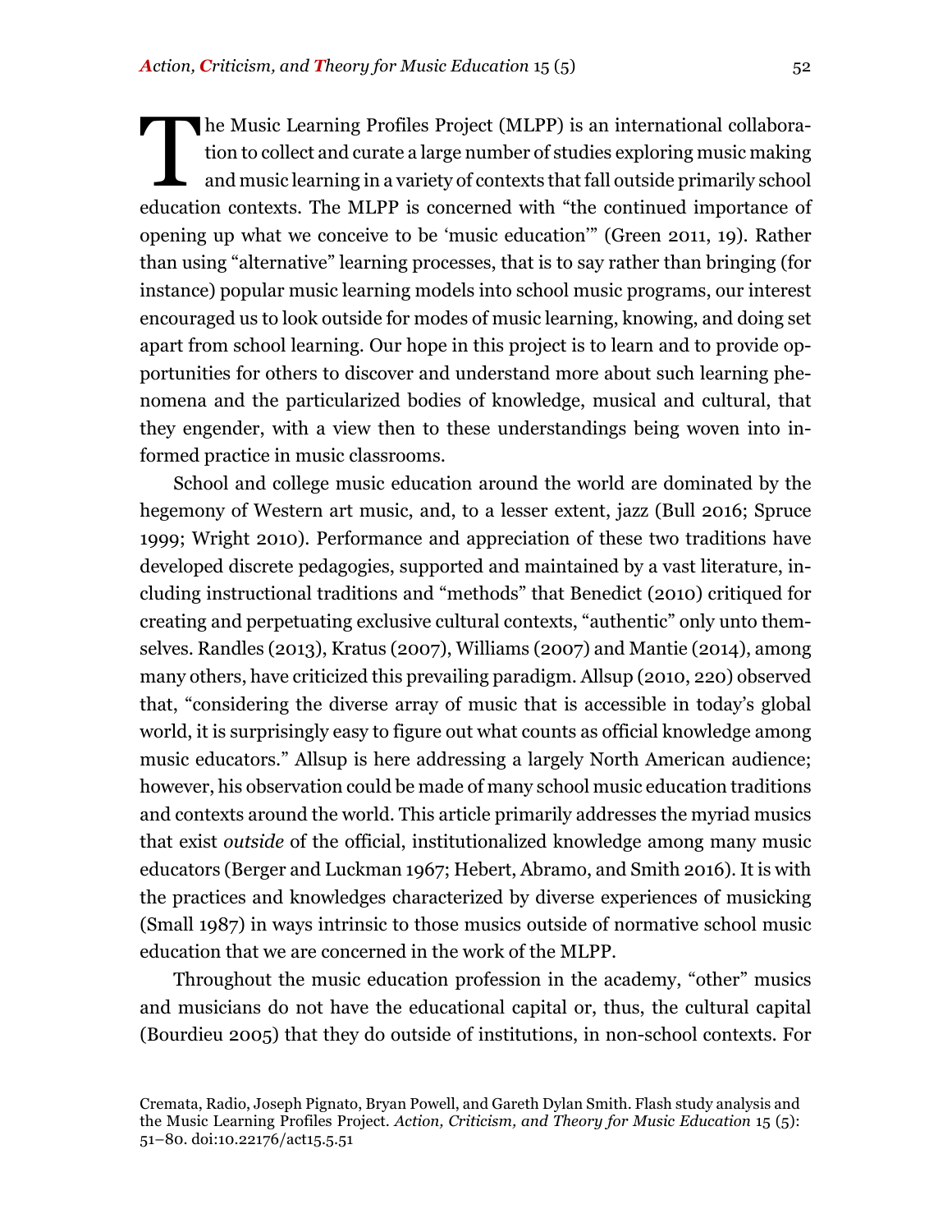The Music Learning Profiles Project (MLPP) is an international collaboration to collect and curate a large number of studies exploring music making and music learning in a variety of contexts that fall outside primarily school education contexts. The MLPP is concerned with "the continued importance of opening up what we conceive to be 'music education'" (Green 2011, 19). Rather than using "alternative" learning processes, that is to say rather than bringing (for instance) popular music learning models into school music programs, our interest encouraged us to look outside for modes of music learning, knowing, and doing set apart from school learning. Our hope in this project is to learn and to provide opportunities for others to discover and understand more about such learning phenomena and the particularized bodies of knowledge, musical and cultural, that they engender, with a view then to these understandings being woven into informed practice in music classrooms.

School and college music education around the world are dominated by the hegemony of Western art music, and, to a lesser extent, jazz (Bull 2016; Spruce 1999; Wright 2010). Performance and appreciation of these two traditions have developed discrete pedagogies, supported and maintained by a vast literature, including instructional traditions and "methods" that Benedict (2010) critiqued for creating and perpetuating exclusive cultural contexts, "authentic" only unto themselves. Randles (2013), Kratus (2007), Williams (2007) and Mantie (2014), among many others, have criticized this prevailing paradigm. Allsup (2010, 220) observed that, "considering the diverse array of music that is accessible in today's global world, it is surprisingly easy to figure out what counts as official knowledge among music educators." Allsup is here addressing a largely North American audience; however, his observation could be made of many school music education traditions and contexts around the world. This article primarily addresses the myriad musics that exist *outside* of the official, institutionalized knowledge among many music educators (Berger and Luckman 1967; Hebert, Abramo, and Smith 2016). It is with the practices and knowledges characterized by diverse experiences of musicking (Small 1987) in ways intrinsic to those musics outside of normative school music education that we are concerned in the work of the MLPP.

Throughout the music education profession in the academy, "other" musics and musicians do not have the educational capital or, thus, the cultural capital (Bourdieu 2005) that they do outside of institutions, in non-school contexts. For

Cremata, Radio, Joseph Pignato, Bryan Powell, and Gareth Dylan Smith. Flash study analysis and the Music Learning Profiles Project. *Action, Criticism, and Theory for Music Education* 15 (5): 51–80. doi:10.22176/act15.5.51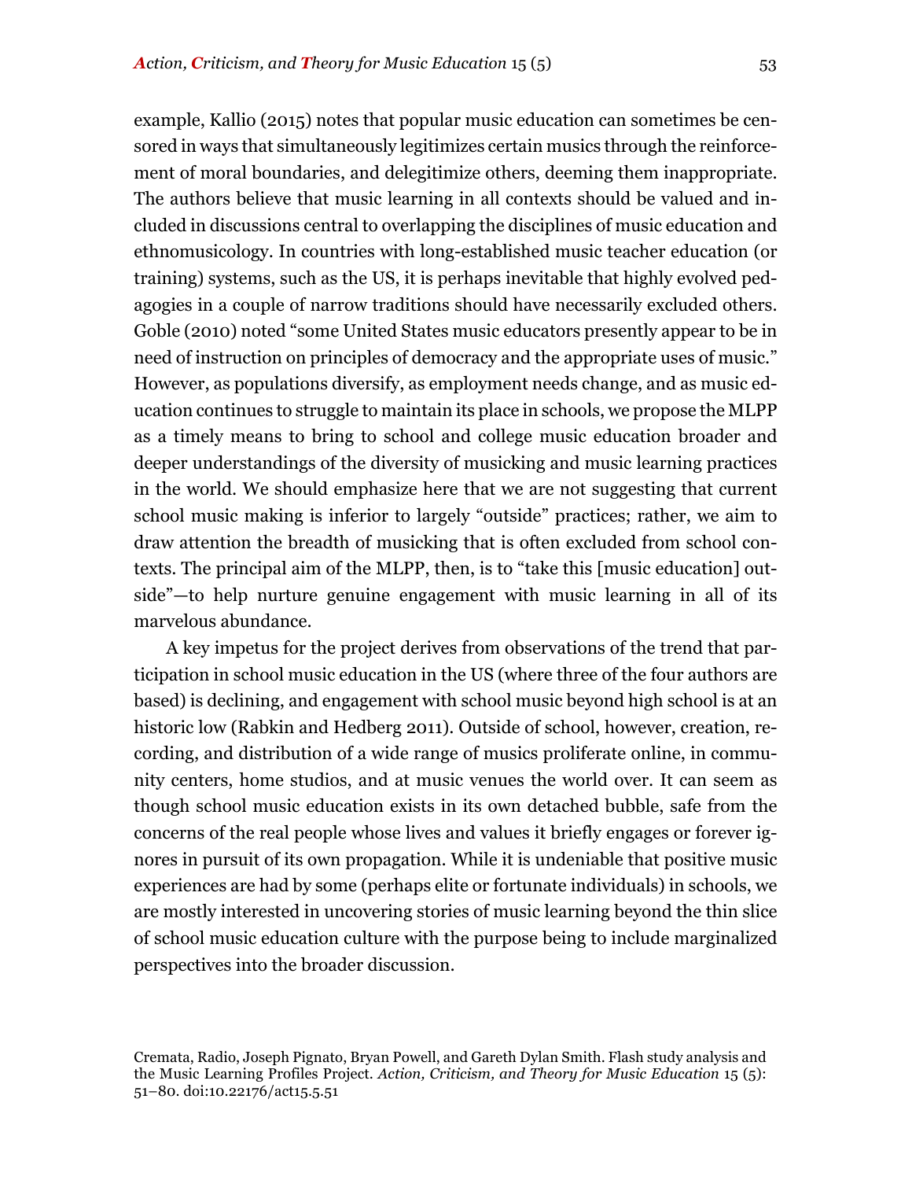example, Kallio (2015) notes that popular music education can sometimes be censored in ways that simultaneously legitimizes certain musics through the reinforcement of moral boundaries, and delegitimize others, deeming them inappropriate. The authors believe that music learning in all contexts should be valued and included in discussions central to overlapping the disciplines of music education and ethnomusicology. In countries with long-established music teacher education (or training) systems, such as the US, it is perhaps inevitable that highly evolved pedagogies in a couple of narrow traditions should have necessarily excluded others. Goble (2010) noted "some United States music educators presently appear to be in need of instruction on principles of democracy and the appropriate uses of music." However, as populations diversify, as employment needs change, and as music education continues to struggle to maintain its place in schools, we propose the MLPP as a timely means to bring to school and college music education broader and deeper understandings of the diversity of musicking and music learning practices in the world. We should emphasize here that we are not suggesting that current school music making is inferior to largely "outside" practices; rather, we aim to draw attention the breadth of musicking that is often excluded from school contexts. The principal aim of the MLPP, then, is to "take this [music education] outside"—to help nurture genuine engagement with music learning in all of its marvelous abundance.

A key impetus for the project derives from observations of the trend that participation in school music education in the US (where three of the four authors are based) is declining, and engagement with school music beyond high school is at an historic low (Rabkin and Hedberg 2011). Outside of school, however, creation, recording, and distribution of a wide range of musics proliferate online, in community centers, home studios, and at music venues the world over. It can seem as though school music education exists in its own detached bubble, safe from the concerns of the real people whose lives and values it briefly engages or forever ignores in pursuit of its own propagation. While it is undeniable that positive music experiences are had by some (perhaps elite or fortunate individuals) in schools, we are mostly interested in uncovering stories of music learning beyond the thin slice of school music education culture with the purpose being to include marginalized perspectives into the broader discussion.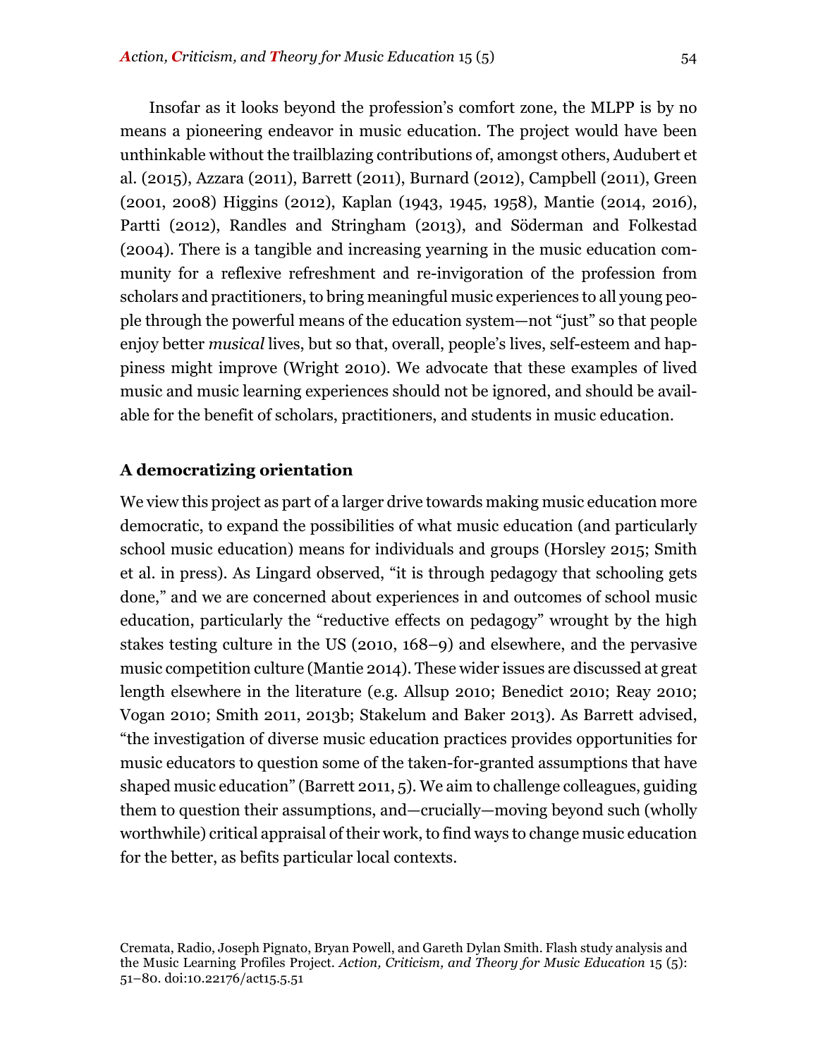Insofar as it looks beyond the profession's comfort zone, the MLPP is by no means a pioneering endeavor in music education. The project would have been unthinkable without the trailblazing contributions of, amongst others, Audubert et al. (2015), Azzara (2011), Barrett (2011), Burnard (2012), Campbell (2011), Green (2001, 2008) Higgins (2012), Kaplan (1943, 1945, 1958), Mantie (2014, 2016), Partti (2012), Randles and Stringham (2013), and Söderman and Folkestad (2004). There is a tangible and increasing yearning in the music education community for a reflexive refreshment and re-invigoration of the profession from scholars and practitioners, to bring meaningful music experiences to all young people through the powerful means of the education system—not "just" so that people enjoy better *musical* lives, but so that, overall, people's lives, self-esteem and happiness might improve (Wright 2010). We advocate that these examples of lived music and music learning experiences should not be ignored, and should be available for the benefit of scholars, practitioners, and students in music education.

### A democratizing orientation

We view this project as part of a larger drive towards making music education more democratic, to expand the possibilities of what music education (and particularly school music education) means for individuals and groups (Horsley 2015; Smith et al. in press). As Lingard observed, "it is through pedagogy that schooling gets done," and we are concerned about experiences in and outcomes of school music education, particularly the "reductive effects on pedagogy" wrought by the high stakes testing culture in the US (2010, 168–9) and elsewhere, and the pervasive music competition culture (Mantie 2014). These wider issues are discussed at great length elsewhere in the literature (e.g. Allsup 2010; Benedict 2010; Reay 2010; Vogan 2010; Smith 2011, 2013b; Stakelum and Baker 2013). As Barrett advised, "the investigation of diverse music education practices provides opportunities for music educators to question some of the taken-for-granted assumptions that have shaped music education" (Barrett 2011, 5). We aim to challenge colleagues, guiding them to question their assumptions, and—crucially—moving beyond such (wholly worthwhile) critical appraisal of their work, to find ways to change music education for the better, as befits particular local contexts.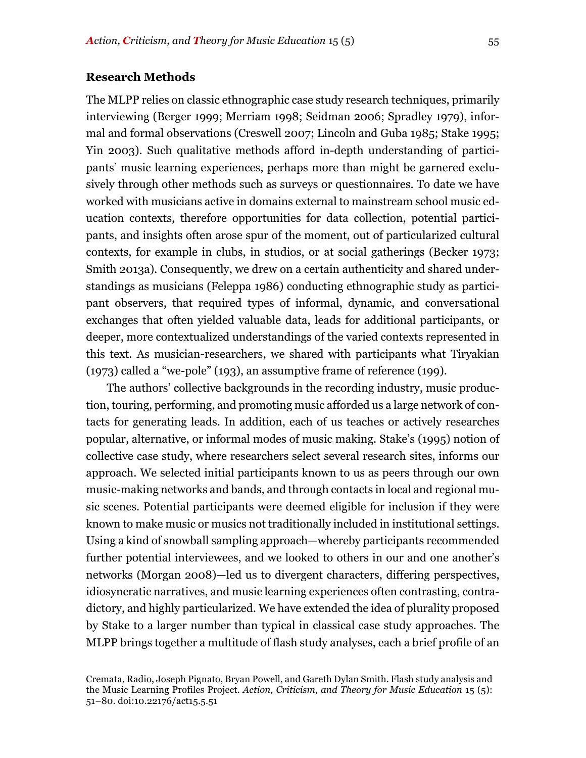## Research Methods

The MLPP relies on classic ethnographic case study research techniques, primarily interviewing (Berger 1999; Merriam 1998; Seidman 2006; Spradley 1979), informal and formal observations (Creswell 2007; Lincoln and Guba 1985; Stake 1995; Yin 2003). Such qualitative methods afford in-depth understanding of participants' music learning experiences, perhaps more than might be garnered exclusively through other methods such as surveys or questionnaires. To date we have worked with musicians active in domains external to mainstream school music education contexts, therefore opportunities for data collection, potential participants, and insights often arose spur of the moment, out of particularized cultural contexts, for example in clubs, in studios, or at social gatherings (Becker 1973; Smith 2013a). Consequently, we drew on a certain authenticity and shared understandings as musicians (Feleppa 1986) conducting ethnographic study as participant observers, that required types of informal, dynamic, and conversational exchanges that often yielded valuable data, leads for additional participants, or deeper, more contextualized understandings of the varied contexts represented in this text. As musician-researchers, we shared with participants what Tiryakian (1973) called a "we-pole" (193), an assumptive frame of reference (199).

The authors' collective backgrounds in the recording industry, music production, touring, performing, and promoting music afforded us a large network of contacts for generating leads. In addition, each of us teaches or actively researches popular, alternative, or informal modes of music making. Stake's (1995) notion of collective case study, where researchers select several research sites, informs our approach. We selected initial participants known to us as peers through our own music-making networks and bands, and through contacts in local and regional music scenes. Potential participants were deemed eligible for inclusion if they were known to make music or musics not traditionally included in institutional settings. Using a kind of snowball sampling approach—whereby participants recommended further potential interviewees, and we looked to others in our and one another's networks (Morgan 2008)—led us to divergent characters, differing perspectives, idiosyncratic narratives, and music learning experiences often contrasting, contradictory, and highly particularized. We have extended the idea of plurality proposed by Stake to a larger number than typical in classical case study approaches. The MLPP brings together a multitude of flash study analyses, each a brief profile of an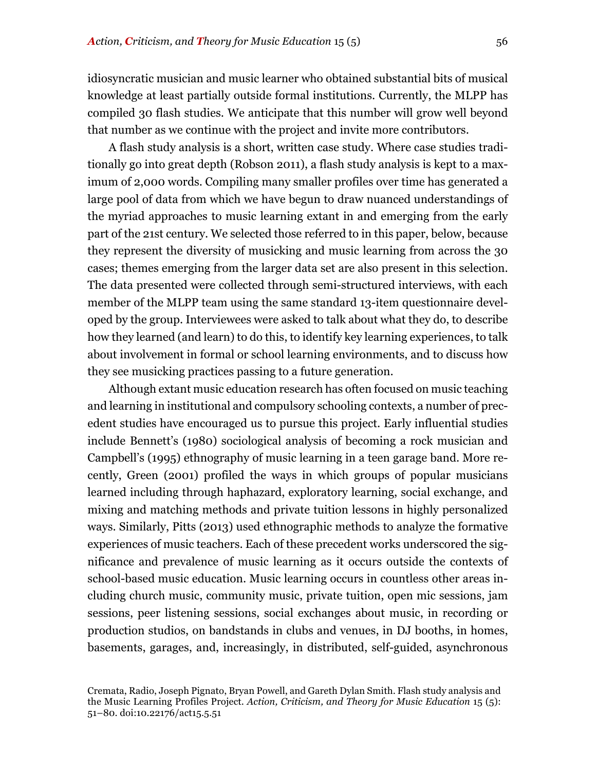idiosyncratic musician and music learner who obtained substantial bits of musical knowledge at least partially outside formal institutions. Currently, the MLPP has compiled 30 flash studies. We anticipate that this number will grow well beyond that number as we continue with the project and invite more contributors.

A flash study analysis is a short, written case study. Where case studies traditionally go into great depth (Robson 2011), a flash study analysis is kept to a maximum of 2,000 words. Compiling many smaller profiles over time has generated a large pool of data from which we have begun to draw nuanced understandings of the myriad approaches to music learning extant in and emerging from the early part of the 21st century. We selected those referred to in this paper, below, because they represent the diversity of musicking and music learning from across the 30 cases; themes emerging from the larger data set are also present in this selection. The data presented were collected through semi-structured interviews, with each member of the MLPP team using the same standard 13-item questionnaire developed by the group. Interviewees were asked to talk about what they do, to describe how they learned (and learn) to do this, to identify key learning experiences, to talk about involvement in formal or school learning environments, and to discuss how they see musicking practices passing to a future generation.

Although extant music education research has often focused on music teaching and learning in institutional and compulsory schooling contexts, a number of precedent studies have encouraged us to pursue this project. Early influential studies include Bennett's (1980) sociological analysis of becoming a rock musician and Campbell's (1995) ethnography of music learning in a teen garage band. More recently, Green (2001) profiled the ways in which groups of popular musicians learned including through haphazard, exploratory learning, social exchange, and mixing and matching methods and private tuition lessons in highly personalized ways. Similarly, Pitts (2013) used ethnographic methods to analyze the formative experiences of music teachers. Each of these precedent works underscored the significance and prevalence of music learning as it occurs outside the contexts of school-based music education. Music learning occurs in countless other areas including church music, community music, private tuition, open mic sessions, jam sessions, peer listening sessions, social exchanges about music, in recording or production studios, on bandstands in clubs and venues, in DJ booths, in homes, basements, garages, and, increasingly, in distributed, self-guided, asynchronous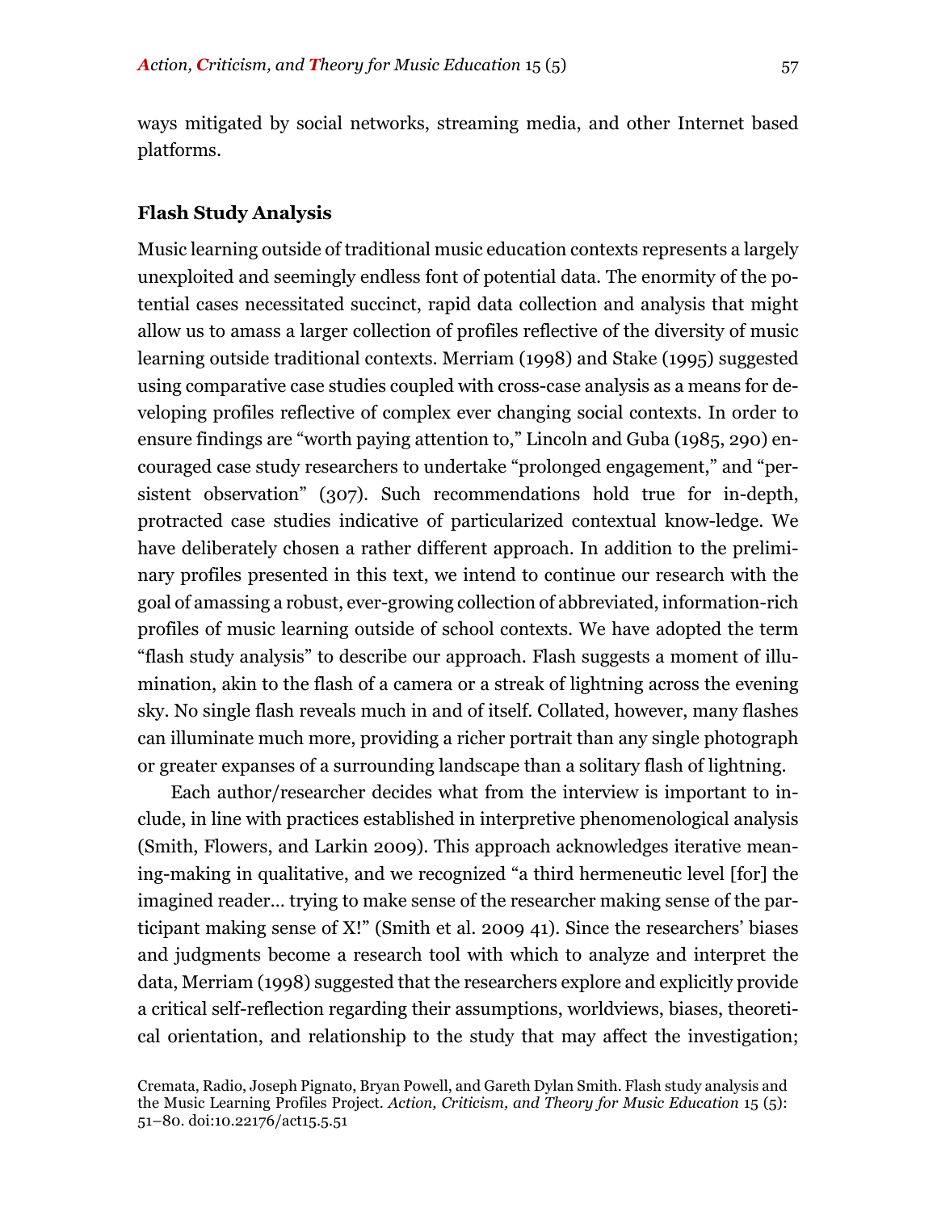ways mitigated by social networks, streaming media, and other Internet based platforms.

### Flash Study Analysis

Music learning outside of traditional music education contexts represents a largely unexploited and seemingly endless font of potential data. The enormity of the potential cases necessitated succinct, rapid data collection and analysis that might allow us to amass a larger collection of profiles reflective of the diversity of music learning outside traditional contexts. Merriam (1998) and Stake (1995) suggested using comparative case studies coupled with cross-case analysis as a means for developing profiles reflective of complex ever changing social contexts. In order to ensure findings are "worth paying attention to," Lincoln and Guba (1985, 290) encouraged case study researchers to undertake "prolonged engagement," and "persistent observation" (307). Such recommendations hold true for in-depth, protracted case studies indicative of particularized contextual know-ledge. We have deliberately chosen a rather different approach. In addition to the preliminary profiles presented in this text, we intend to continue our research with the goal of amassing a robust, ever-growing collection of abbreviated, information-rich profiles of music learning outside of school contexts. We have adopted the term "flash study analysis" to describe our approach. Flash suggests a moment of illumination, akin to the flash of a camera or a streak of lightning across the evening sky. No single flash reveals much in and of itself. Collated, however, many flashes can illuminate much more, providing a richer portrait than any single photograph or greater expanses of a surrounding landscape than a solitary flash of lightning.

Each author/researcher decides what from the interview is important to include, in line with practices established in interpretive phenomenological analysis (Smith, Flowers, and Larkin 2009). This approach acknowledges iterative meaning-making in qualitative, and we recognized "a third hermeneutic level [for] the imagined reader… trying to make sense of the researcher making sense of the participant making sense of X!" (Smith et al. 2009 41). Since the researchers' biases and judgments become a research tool with which to analyze and interpret the data, Merriam (1998) suggested that the researchers explore and explicitly provide a critical self-reflection regarding their assumptions, worldviews, biases, theoretical orientation, and relationship to the study that may affect the investigation;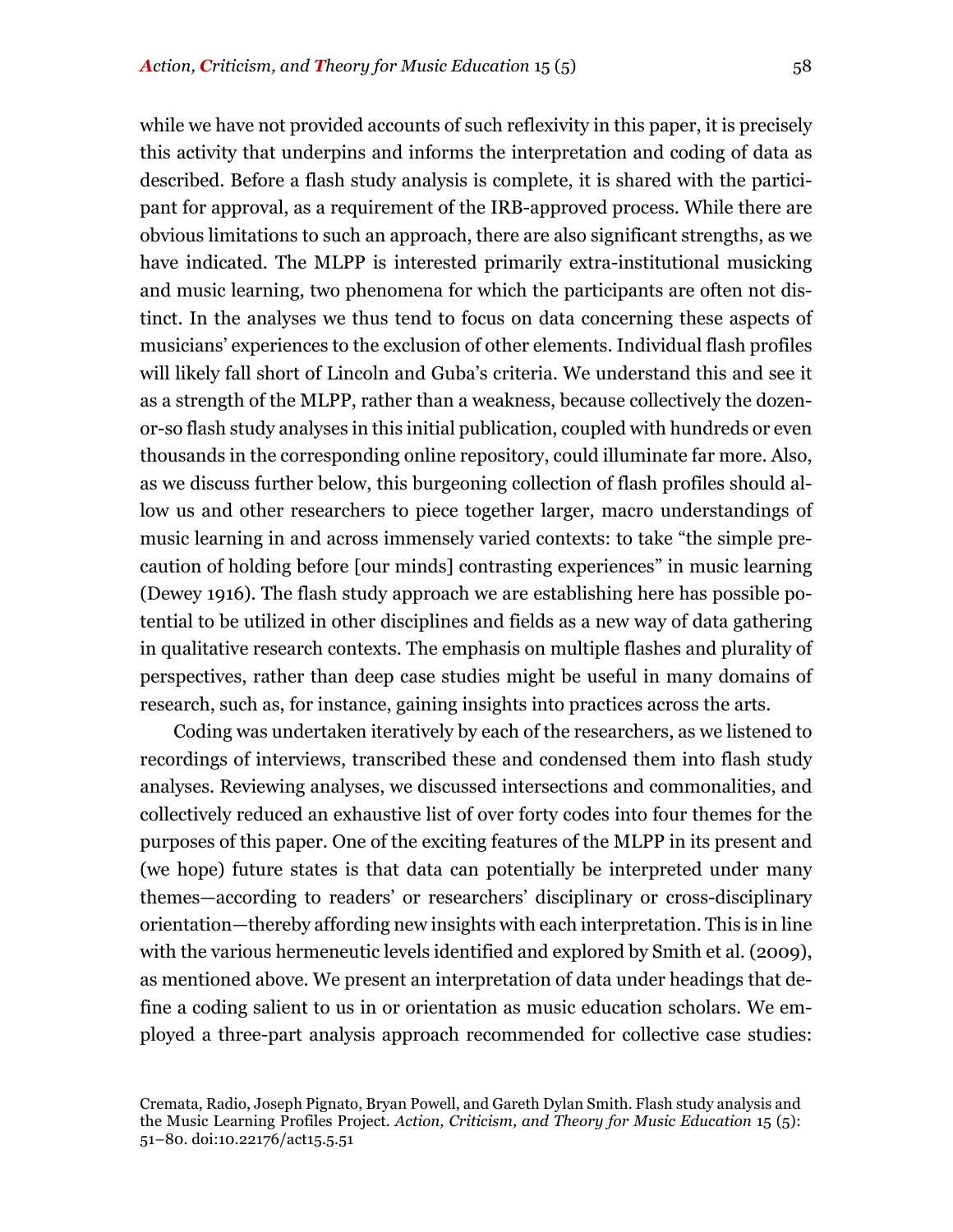while we have not provided accounts of such reflexivity in this paper, it is precisely this activity that underpins and informs the interpretation and coding of data as described. Before a flash study analysis is complete, it is shared with the participant for approval, as a requirement of the IRB-approved process. While there are obvious limitations to such an approach, there are also significant strengths, as we have indicated. The MLPP is interested primarily extra-institutional musicking and music learning, two phenomena for which the participants are often not distinct. In the analyses we thus tend to focus on data concerning these aspects of musicians' experiences to the exclusion of other elements. Individual flash profiles will likely fall short of Lincoln and Guba's criteria. We understand this and see it as a strength of the MLPP, rather than a weakness, because collectively the dozen-or-so flash study analyses in this initial publication, coupled with hundreds or even thousands in the corresponding online repository, could illuminate far more. Also, as we discuss further below, this burgeoning collection of flash profiles should allow us and other researchers to piece together larger, macro understandings of music learning in and across immensely varied contexts: to take "the simple precaution of holding before [our minds] contrasting experiences" in music learning (Dewey 1916). The flash study approach we are establishing here has possible potential to be utilized in other disciplines and fields as a new way of data gathering in qualitative research contexts. The emphasis on multiple flashes and plurality of perspectives, rather than deep case studies might be useful in many domains of research, such as, for instance, gaining insights into practices across the arts.

Coding was undertaken iteratively by each of the researchers, as we listened to recordings of interviews, transcribed these and condensed them into flash study analyses. Reviewing analyses, we discussed intersections and commonalities, and collectively reduced an exhaustive list of over forty codes into four themes for the purposes of this paper. One of the exciting features of the MLPP in its present and (we hope) future states is that data can potentially be interpreted under many themes—according to readers' or researchers' disciplinary or cross-disciplinary orientation—thereby affording new insights with each interpretation. This is in line with the various hermeneutic levels identified and explored by Smith et al. (2009), as mentioned above. We present an interpretation of data under headings that define a coding salient to us in or orientation as music education scholars. We employed a three-part analysis approach recommended for collective case studies: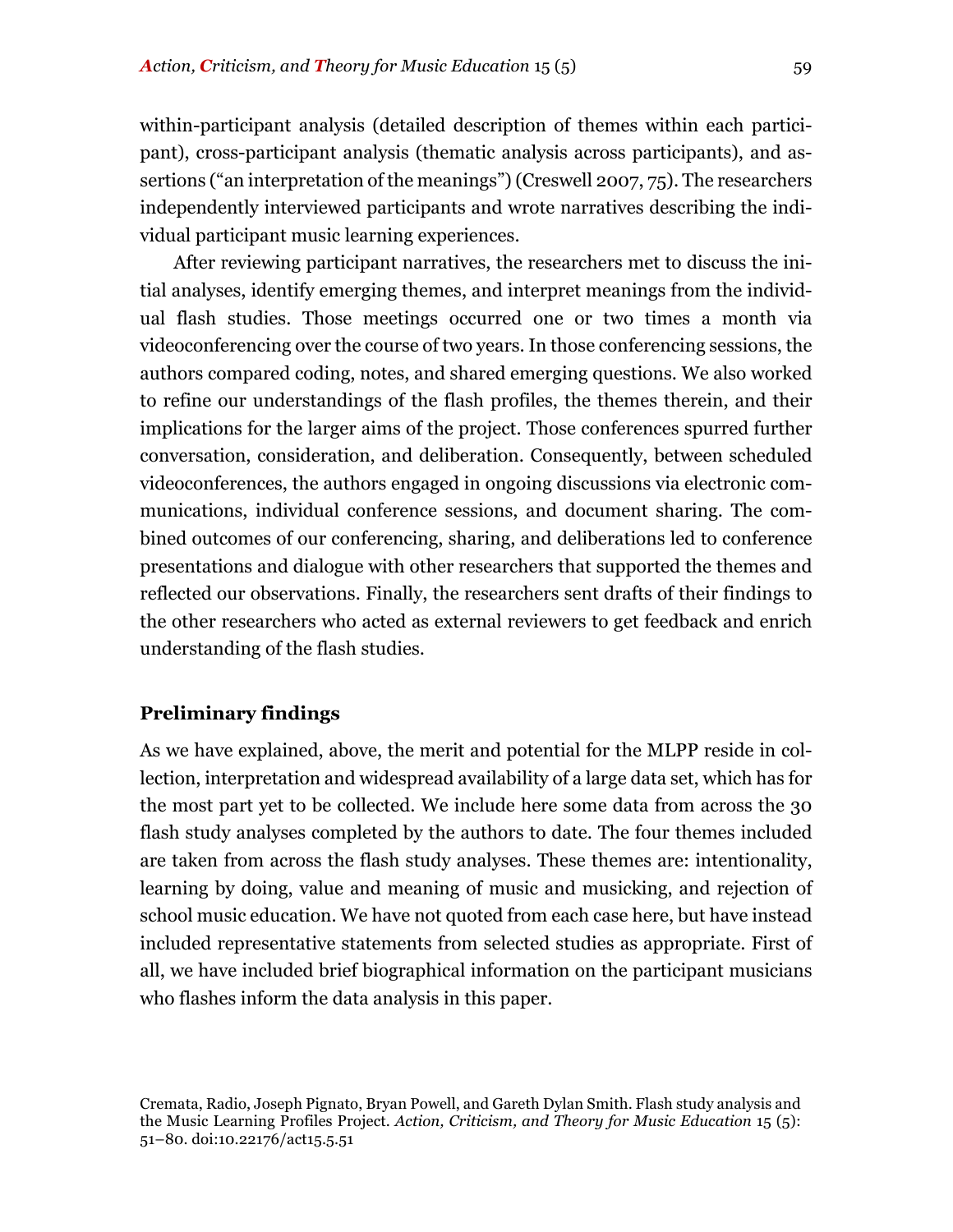within-participant analysis (detailed description of themes within each participant), cross-participant analysis (thematic analysis across participants), and assertions ("an interpretation of the meanings") (Creswell 2007, 75). The researchers independently interviewed participants and wrote narratives describing the individual participant music learning experiences.

After reviewing participant narratives, the researchers met to discuss the initial analyses, identify emerging themes, and interpret meanings from the individual flash studies. Those meetings occurred one or two times a month via videoconferencing over the course of two years. In those conferencing sessions, the authors compared coding, notes, and shared emerging questions. We also worked to refine our understandings of the flash profiles, the themes therein, and their implications for the larger aims of the project. Those conferences spurred further conversation, consideration, and deliberation. Consequently, between scheduled videoconferences, the authors engaged in ongoing discussions via electronic communications, individual conference sessions, and document sharing. The combined outcomes of our conferencing, sharing, and deliberations led to conference presentations and dialogue with other researchers that supported the themes and reflected our observations. Finally, the researchers sent drafts of their findings to the other researchers who acted as external reviewers to get feedback and enrich understanding of the flash studies.

## Preliminary findings

As we have explained, above, the merit and potential for the MLPP reside in collection, interpretation and widespread availability of a large data set, which has for the most part yet to be collected. We include here some data from across the 30 flash study analyses completed by the authors to date. The four themes included are taken from across the flash study analyses. These themes are: intentionality, learning by doing, value and meaning of music and musicking, and rejection of school music education. We have not quoted from each case here, but have instead included representative statements from selected studies as appropriate. First of all, we have included brief biographical information on the participant musicians who flashes inform the data analysis in this paper.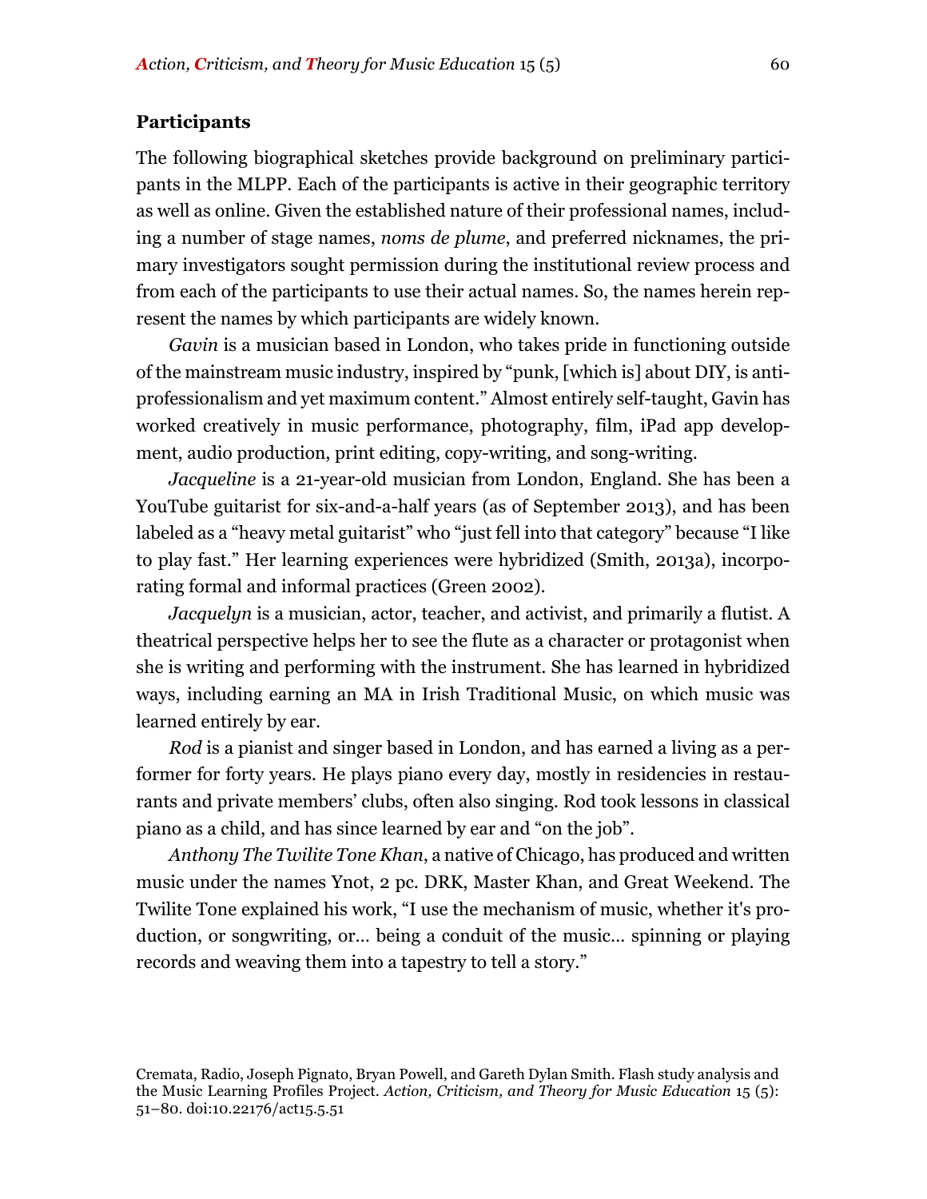## Participants

The following biographical sketches provide background on preliminary participants in the MLPP. Each of the participants is active in their geographic territory as well as online. Given the established nature of their professional names, including a number of stage names, *noms de plume*, and preferred nicknames, the primary investigators sought permission during the institutional review process and from each of the participants to use their actual names. So, the names herein represent the names by which participants are widely known.

*Gavin* is a musician based in London, who takes pride in functioning outside of the mainstream music industry, inspired by "punk, [which is] about DIY, is anti-professionalism and yet maximum content." Almost entirely self-taught, Gavin has worked creatively in music performance, photography, film, iPad app development, audio production, print editing, copy-writing, and song-writing.

*Jacqueline* is a 21-year-old musician from London, England. She has been a YouTube guitarist for six-and-a-half years (as of September 2013), and has been labeled as a "heavy metal guitarist" who "just fell into that category" because "I like to play fast." Her learning experiences were hybridized (Smith, 2013a), incorporating formal and informal practices (Green 2002).

*Jacquelyn* is a musician, actor, teacher, and activist, and primarily a flutist. A theatrical perspective helps her to see the flute as a character or protagonist when she is writing and performing with the instrument. She has learned in hybridized ways, including earning an MA in Irish Traditional Music, on which music was learned entirely by ear.

*Rod* is a pianist and singer based in London, and has earned a living as a performer for forty years. He plays piano every day, mostly in residencies in restaurants and private members' clubs, often also singing. Rod took lessons in classical piano as a child, and has since learned by ear and "on the job".

*Anthony The Twilite Tone Khan*, a native of Chicago, has produced and written music under the names Ynot, 2 pc. DRK, Master Khan, and Great Weekend. The Twilite Tone explained his work, "I use the mechanism of music, whether it's production, or songwriting, or… being a conduit of the music… spinning or playing records and weaving them into a tapestry to tell a story."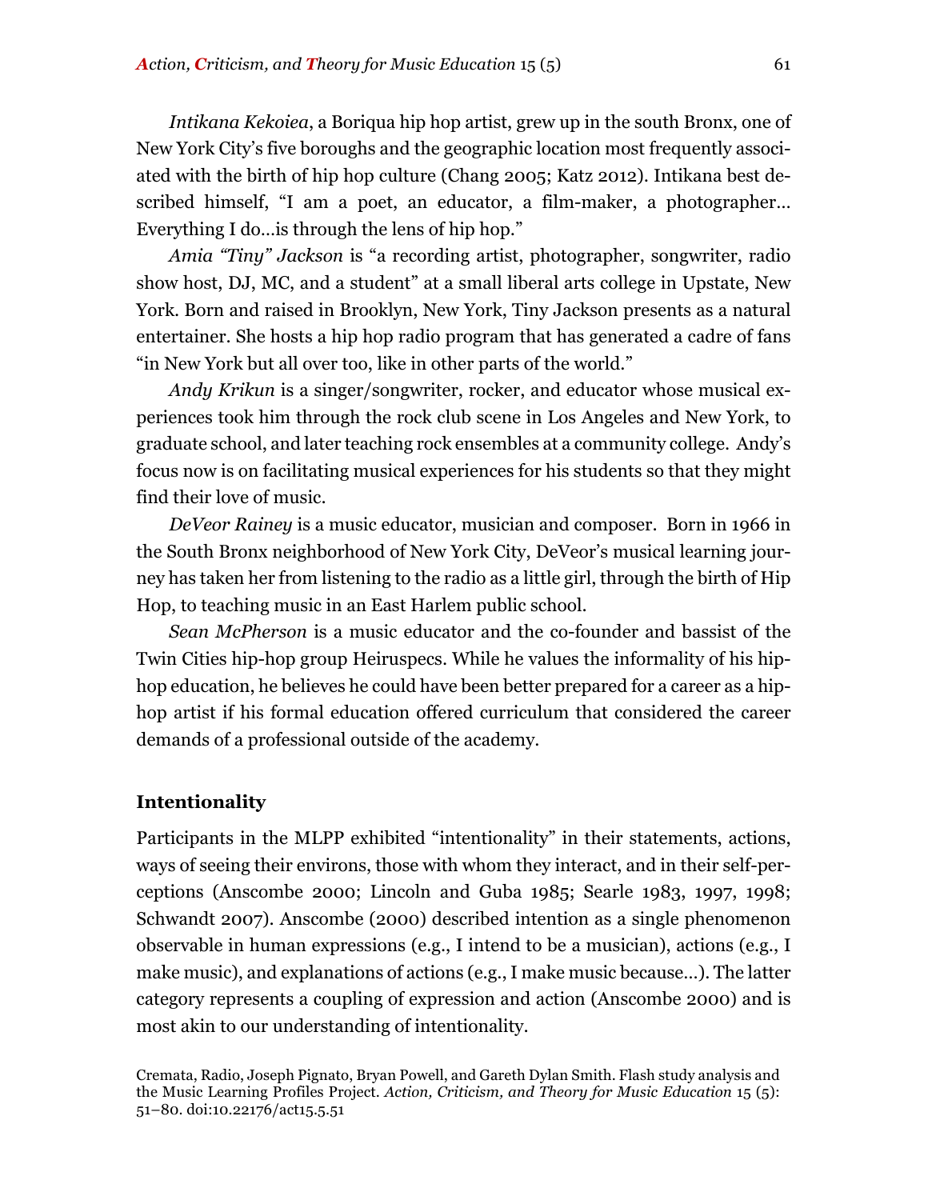*Intikana Kekoiea*, a Boriqua hip hop artist, grew up in the south Bronx, one of New York City's five boroughs and the geographic location most frequently associated with the birth of hip hop culture (Chang 2005; Katz 2012). Intikana best described himself, "I am a poet, an educator, a film-maker, a photographer… Everything I do…is through the lens of hip hop."

*Amia "Tiny" Jackson* is "a recording artist, photographer, songwriter, radio show host, DJ, MC, and a student" at a small liberal arts college in Upstate, New York. Born and raised in Brooklyn, New York, Tiny Jackson presents as a natural entertainer. She hosts a hip hop radio program that has generated a cadre of fans "in New York but all over too, like in other parts of the world."

*Andy Krikun* is a singer/songwriter, rocker, and educator whose musical experiences took him through the rock club scene in Los Angeles and New York, to graduate school, and later teaching rock ensembles at a community college. Andy's focus now is on facilitating musical experiences for his students so that they might find their love of music.

*DeVeor Rainey* is a music educator, musician and composer. Born in 1966 in the South Bronx neighborhood of New York City, DeVeor's musical learning journey has taken her from listening to the radio as a little girl, through the birth of Hip Hop, to teaching music in an East Harlem public school.

*Sean McPherson* is a music educator and the co-founder and bassist of the Twin Cities hip-hop group Heiruspecs. While he values the informality of his hip-hop education, he believes he could have been better prepared for a career as a hip-hop artist if his formal education offered curriculum that considered the career demands of a professional outside of the academy.

## Intentionality

Participants in the MLPP exhibited "intentionality" in their statements, actions, ways of seeing their environs, those with whom they interact, and in their self-perceptions (Anscombe 2000; Lincoln and Guba 1985; Searle 1983, 1997, 1998; Schwandt 2007). Anscombe (2000) described intention as a single phenomenon observable in human expressions (e.g., I intend to be a musician), actions (e.g., I make music), and explanations of actions (e.g., I make music because…). The latter category represents a coupling of expression and action (Anscombe 2000) and is most akin to our understanding of intentionality.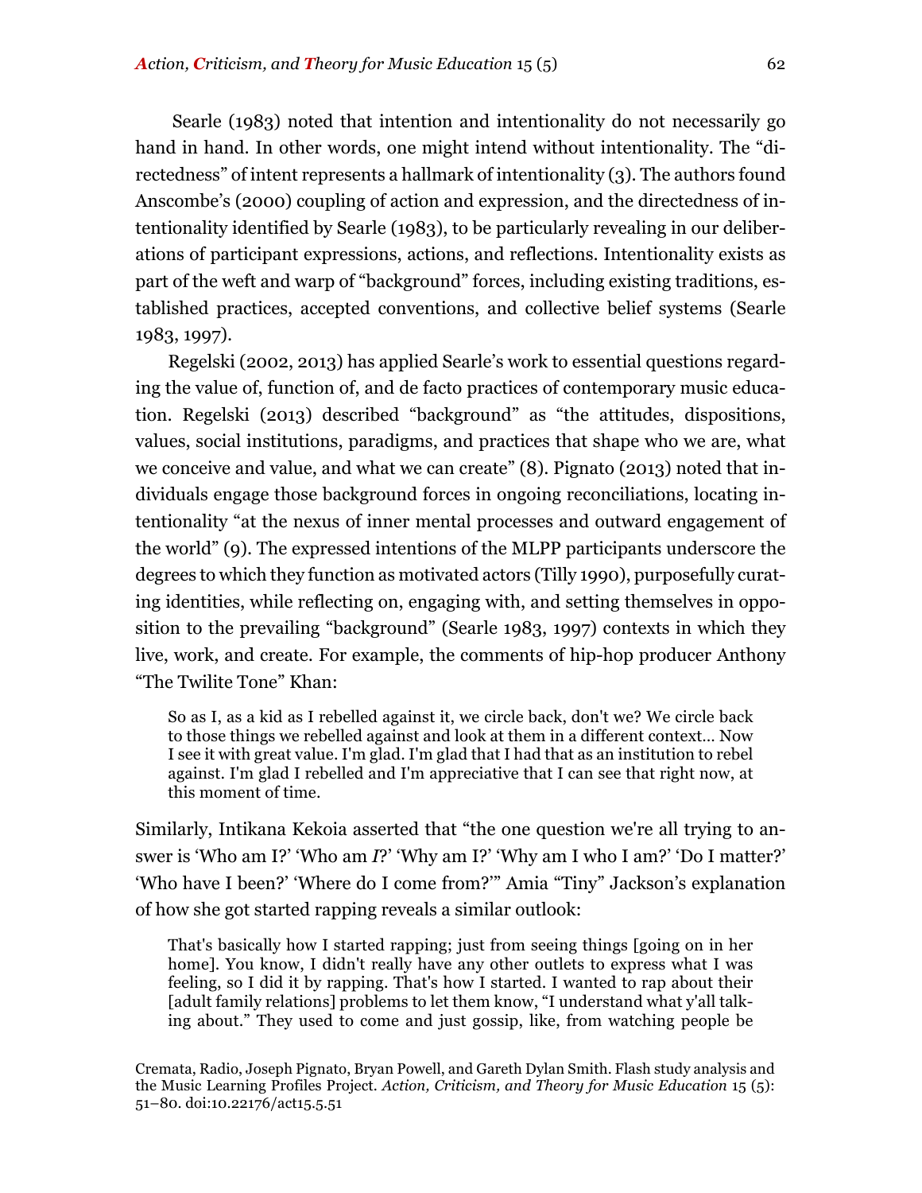Searle (1983) noted that intention and intentionality do not necessarily go hand in hand. In other words, one might intend without intentionality. The "directedness" of intent represents a hallmark of intentionality (3). The authors found Anscombe's (2000) coupling of action and expression, and the directedness of intentionality identified by Searle (1983), to be particularly revealing in our deliberations of participant expressions, actions, and reflections. Intentionality exists as part of the weft and warp of "background" forces, including existing traditions, established practices, accepted conventions, and collective belief systems (Searle 1983, 1997).

Regelski (2002, 2013) has applied Searle's work to essential questions regarding the value of, function of, and de facto practices of contemporary music education. Regelski (2013) described "background" as "the attitudes, dispositions, values, social institutions, paradigms, and practices that shape who we are, what we conceive and value, and what we can create" (8). Pignato (2013) noted that individuals engage those background forces in ongoing reconciliations, locating intentionality "at the nexus of inner mental processes and outward engagement of the world" (9). The expressed intentions of the MLPP participants underscore the degrees to which they function as motivated actors (Tilly 1990), purposefully curating identities, while reflecting on, engaging with, and setting themselves in opposition to the prevailing "background" (Searle 1983, 1997) contexts in which they live, work, and create. For example, the comments of hip-hop producer Anthony "The Twilite Tone" Khan:

> So as I, as a kid as I rebelled against it, we circle back, don't we? We circle back to those things we rebelled against and look at them in a different context… Now I see it with great value. I'm glad. I'm glad that I had that as an institution to rebel against. I'm glad I rebelled and I'm appreciative that I can see that right now, at this moment of time.

Similarly, Intikana Kekoia asserted that "the one question we're all trying to answer is 'Who am I?' 'Who am *I*?' 'Why am I?' 'Why am I who I am?' 'Do I matter?' 'Who have I been?' 'Where do I come from?'" Amia "Tiny" Jackson's explanation of how she got started rapping reveals a similar outlook:

> That's basically how I started rapping; just from seeing things [going on in her home]. You know, I didn't really have any other outlets to express what I was feeling, so I did it by rapping. That's how I started. I wanted to rap about their [adult family relations] problems to let them know, "I understand what y'all talking about." They used to come and just gossip, like, from watching people be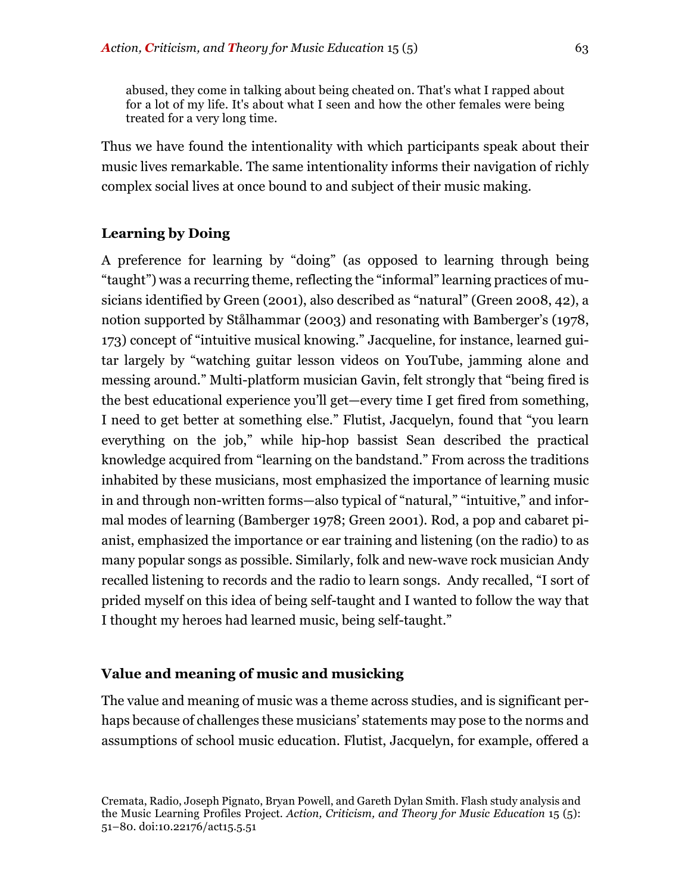> abused, they come in talking about being cheated on. That's what I rapped about for a lot of my life. It's about what I seen and how the other females were being treated for a very long time.

Thus we have found the intentionality with which participants speak about their music lives remarkable. The same intentionality informs their navigation of richly complex social lives at once bound to and subject of their music making.

## Learning by Doing

A preference for learning by "doing" (as opposed to learning through being "taught") was a recurring theme, reflecting the "informal" learning practices of musicians identified by Green (2001), also described as "natural" (Green 2008, 42), a notion supported by Stålhammar (2003) and resonating with Bamberger's (1978, 173) concept of "intuitive musical knowing." Jacqueline, for instance, learned guitar largely by "watching guitar lesson videos on YouTube, jamming alone and messing around." Multi-platform musician Gavin, felt strongly that "being fired is the best educational experience you'll get—every time I get fired from something, I need to get better at something else." Flutist, Jacquelyn, found that "you learn everything on the job," while hip-hop bassist Sean described the practical knowledge acquired from "learning on the bandstand." From across the traditions inhabited by these musicians, most emphasized the importance of learning music in and through non-written forms—also typical of "natural," "intuitive," and informal modes of learning (Bamberger 1978; Green 2001). Rod, a pop and cabaret pianist, emphasized the importance or ear training and listening (on the radio) to as many popular songs as possible. Similarly, folk and new-wave rock musician Andy recalled listening to records and the radio to learn songs. Andy recalled, "I sort of prided myself on this idea of being self-taught and I wanted to follow the way that I thought my heroes had learned music, being self-taught."

## Value and meaning of music and musicking

The value and meaning of music was a theme across studies, and is significant perhaps because of challenges these musicians' statements may pose to the norms and assumptions of school music education. Flutist, Jacquelyn, for example, offered a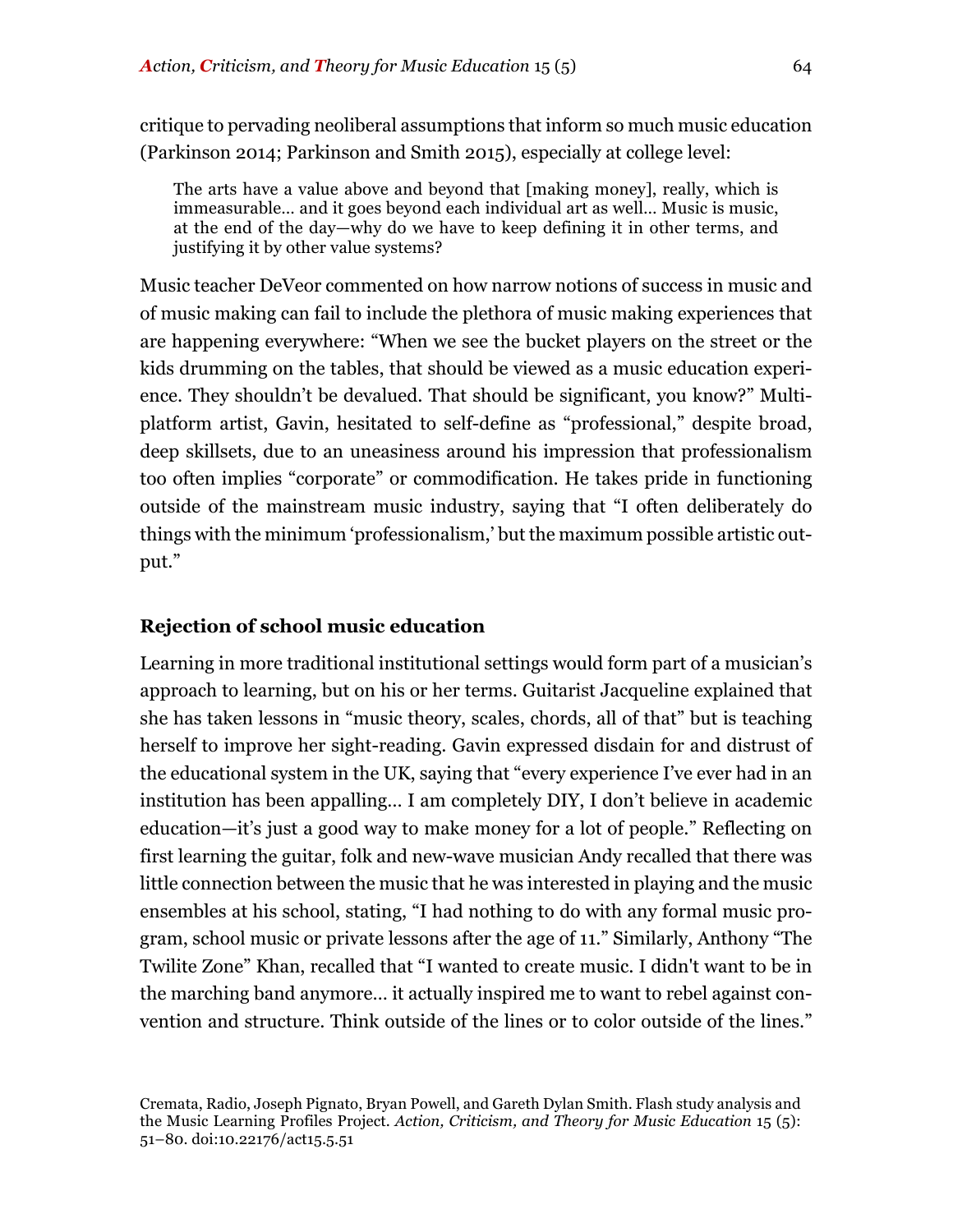critique to pervading neoliberal assumptions that inform so much music education (Parkinson 2014; Parkinson and Smith 2015), especially at college level:

> The arts have a value above and beyond that [making money], really, which is immeasurable… and it goes beyond each individual art as well… Music is music, at the end of the day—why do we have to keep defining it in other terms, and justifying it by other value systems?

Music teacher DeVeor commented on how narrow notions of success in music and of music making can fail to include the plethora of music making experiences that are happening everywhere: "When we see the bucket players on the street or the kids drumming on the tables, that should be viewed as a music education experience. They shouldn't be devalued. That should be significant, you know?" Multi-platform artist, Gavin, hesitated to self-define as "professional," despite broad, deep skillsets, due to an uneasiness around his impression that professionalism too often implies "corporate" or commodification. He takes pride in functioning outside of the mainstream music industry, saying that "I often deliberately do things with the minimum 'professionalism,' but the maximum possible artistic output."

### Rejection of school music education

Learning in more traditional institutional settings would form part of a musician's approach to learning, but on his or her terms. Guitarist Jacqueline explained that she has taken lessons in "music theory, scales, chords, all of that" but is teaching herself to improve her sight-reading. Gavin expressed disdain for and distrust of the educational system in the UK, saying that "every experience I've ever had in an institution has been appalling… I am completely DIY, I don't believe in academic education—it's just a good way to make money for a lot of people." Reflecting on first learning the guitar, folk and new-wave musician Andy recalled that there was little connection between the music that he was interested in playing and the music ensembles at his school, stating, "I had nothing to do with any formal music program, school music or private lessons after the age of 11." Similarly, Anthony "The Twilite Zone" Khan, recalled that "I wanted to create music. I didn't want to be in the marching band anymore… it actually inspired me to want to rebel against convention and structure. Think outside of the lines or to color outside of the lines."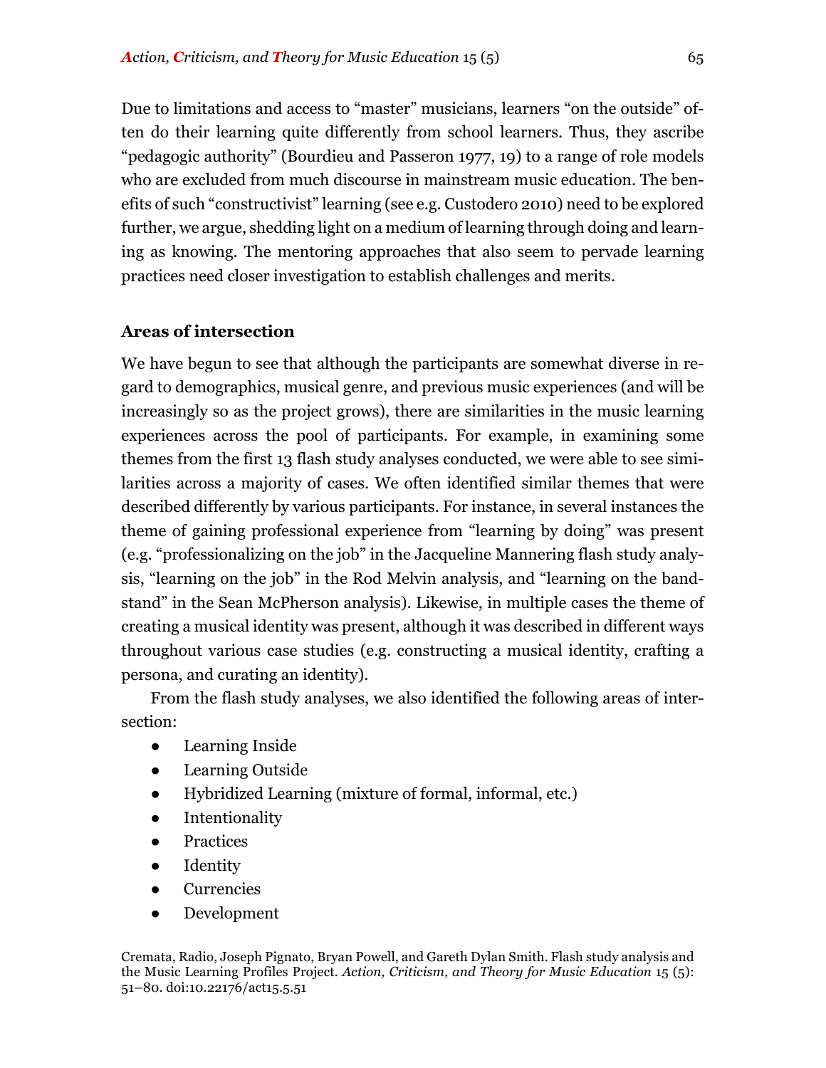Due to limitations and access to "master" musicians, learners "on the outside" often do their learning quite differently from school learners. Thus, they ascribe "pedagogic authority" (Bourdieu and Passeron 1977, 19) to a range of role models who are excluded from much discourse in mainstream music education. The benefits of such "constructivist" learning (see e.g. Custodero 2010) need to be explored further, we argue, shedding light on a medium of learning through doing and learning as knowing. The mentoring approaches that also seem to pervade learning practices need closer investigation to establish challenges and merits.

### Areas of intersection

We have begun to see that although the participants are somewhat diverse in regard to demographics, musical genre, and previous music experiences (and will be increasingly so as the project grows), there are similarities in the music learning experiences across the pool of participants. For example, in examining some themes from the first 13 flash study analyses conducted, we were able to see similarities across a majority of cases. We often identified similar themes that were described differently by various participants. For instance, in several instances the theme of gaining professional experience from "learning by doing" was present (e.g. "professionalizing on the job" in the Jacqueline Mannering flash study analysis, "learning on the job" in the Rod Melvin analysis, and "learning on the bandstand" in the Sean McPherson analysis). Likewise, in multiple cases the theme of creating a musical identity was present, although it was described in different ways throughout various case studies (e.g. constructing a musical identity, crafting a persona, and curating an identity).

From the flash study analyses, we also identified the following areas of intersection:

- Learning Inside
- Learning Outside
- Hybridized Learning (mixture of formal, informal, etc.)
- Intentionality
- Practices
- Identity
- Currencies
- Development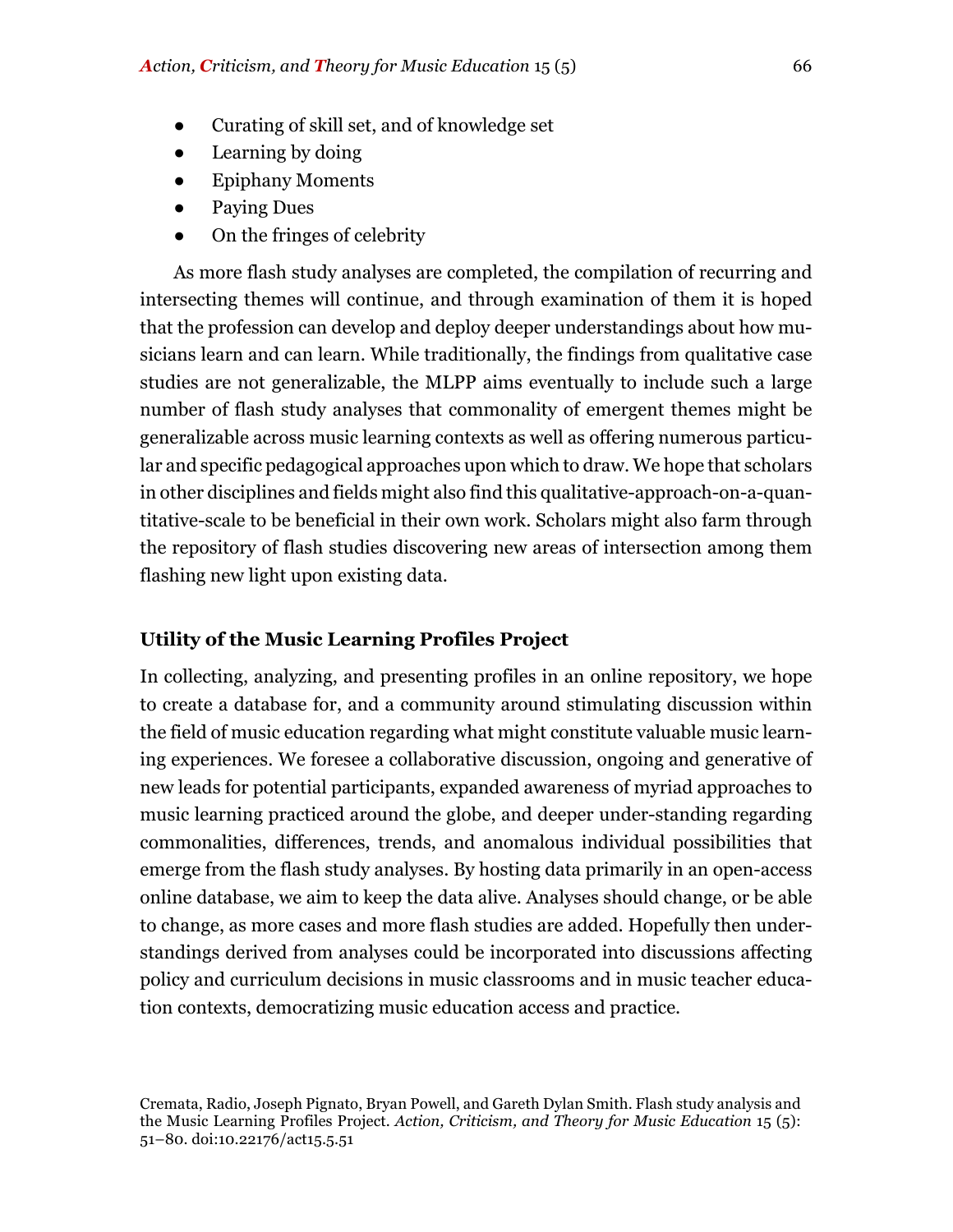- Curating of skill set, and of knowledge set
- Learning by doing
- Epiphany Moments
- Paying Dues
- On the fringes of celebrity

As more flash study analyses are completed, the compilation of recurring and intersecting themes will continue, and through examination of them it is hoped that the profession can develop and deploy deeper understandings about how musicians learn and can learn. While traditionally, the findings from qualitative case studies are not generalizable, the MLPP aims eventually to include such a large number of flash study analyses that commonality of emergent themes might be generalizable across music learning contexts as well as offering numerous particular and specific pedagogical approaches upon which to draw. We hope that scholars in other disciplines and fields might also find this qualitative-approach-on-a-quantitative-scale to be beneficial in their own work. Scholars might also farm through the repository of flash studies discovering new areas of intersection among them flashing new light upon existing data.

### Utility of the Music Learning Profiles Project

In collecting, analyzing, and presenting profiles in an online repository, we hope to create a database for, and a community around stimulating discussion within the field of music education regarding what might constitute valuable music learning experiences. We foresee a collaborative discussion, ongoing and generative of new leads for potential participants, expanded awareness of myriad approaches to music learning practiced around the globe, and deeper under-standing regarding commonalities, differences, trends, and anomalous individual possibilities that emerge from the flash study analyses. By hosting data primarily in an open-access online database, we aim to keep the data alive. Analyses should change, or be able to change, as more cases and more flash studies are added. Hopefully then understandings derived from analyses could be incorporated into discussions affecting policy and curriculum decisions in music classrooms and in music teacher education contexts, democratizing music education access and practice.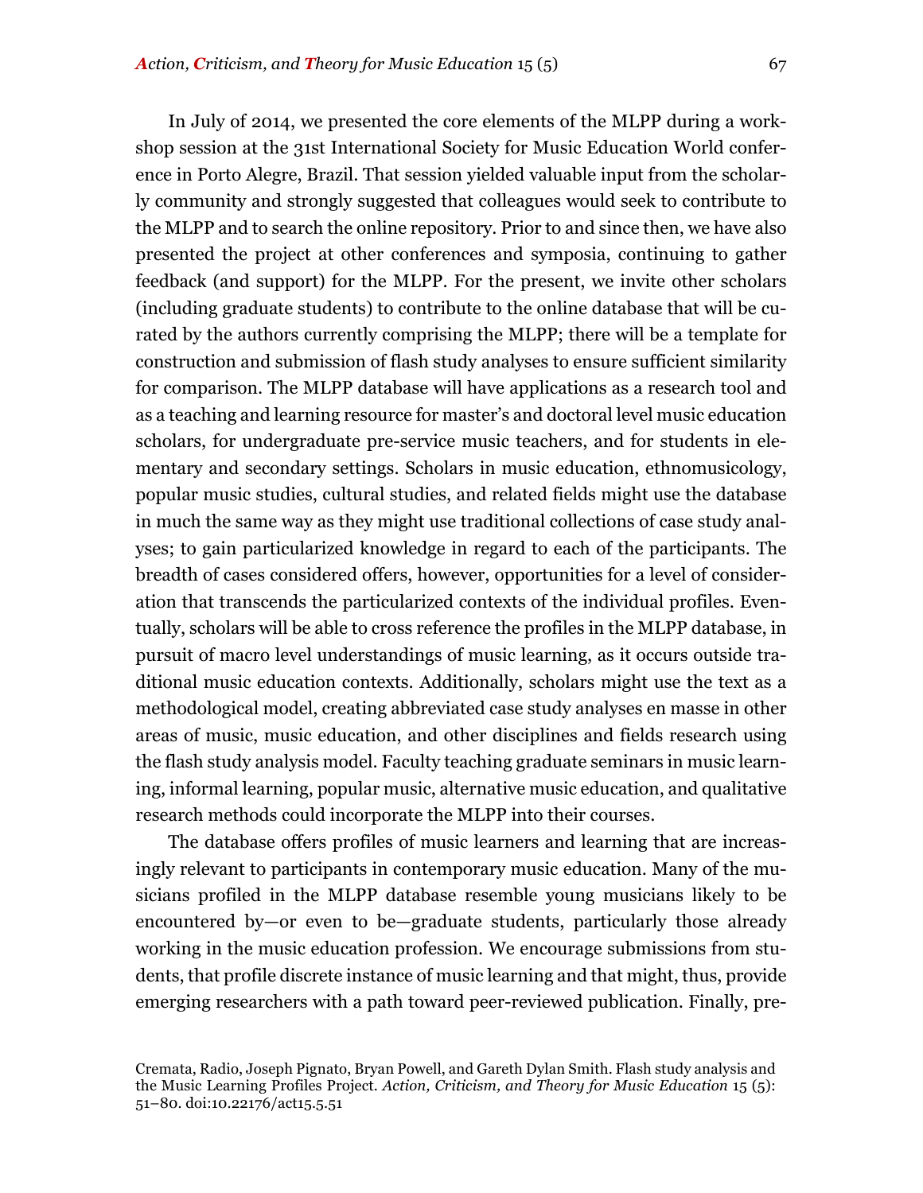In July of 2014, we presented the core elements of the MLPP during a workshop session at the 31st International Society for Music Education World conference in Porto Alegre, Brazil. That session yielded valuable input from the scholarly community and strongly suggested that colleagues would seek to contribute to the MLPP and to search the online repository. Prior to and since then, we have also presented the project at other conferences and symposia, continuing to gather feedback (and support) for the MLPP. For the present, we invite other scholars (including graduate students) to contribute to the online database that will be curated by the authors currently comprising the MLPP; there will be a template for construction and submission of flash study analyses to ensure sufficient similarity for comparison. The MLPP database will have applications as a research tool and as a teaching and learning resource for master's and doctoral level music education scholars, for undergraduate pre-service music teachers, and for students in elementary and secondary settings. Scholars in music education, ethnomusicology, popular music studies, cultural studies, and related fields might use the database in much the same way as they might use traditional collections of case study analyses; to gain particularized knowledge in regard to each of the participants. The breadth of cases considered offers, however, opportunities for a level of consideration that transcends the particularized contexts of the individual profiles. Eventually, scholars will be able to cross reference the profiles in the MLPP database, in pursuit of macro level understandings of music learning, as it occurs outside traditional music education contexts. Additionally, scholars might use the text as a methodological model, creating abbreviated case study analyses en masse in other areas of music, music education, and other disciplines and fields research using the flash study analysis model. Faculty teaching graduate seminars in music learning, informal learning, popular music, alternative music education, and qualitative research methods could incorporate the MLPP into their courses.

The database offers profiles of music learners and learning that are increasingly relevant to participants in contemporary music education. Many of the musicians profiled in the MLPP database resemble young musicians likely to be encountered by—or even to be—graduate students, particularly those already working in the music education profession. We encourage submissions from students, that profile discrete instance of music learning and that might, thus, provide emerging researchers with a path toward peer-reviewed publication. Finally, pre-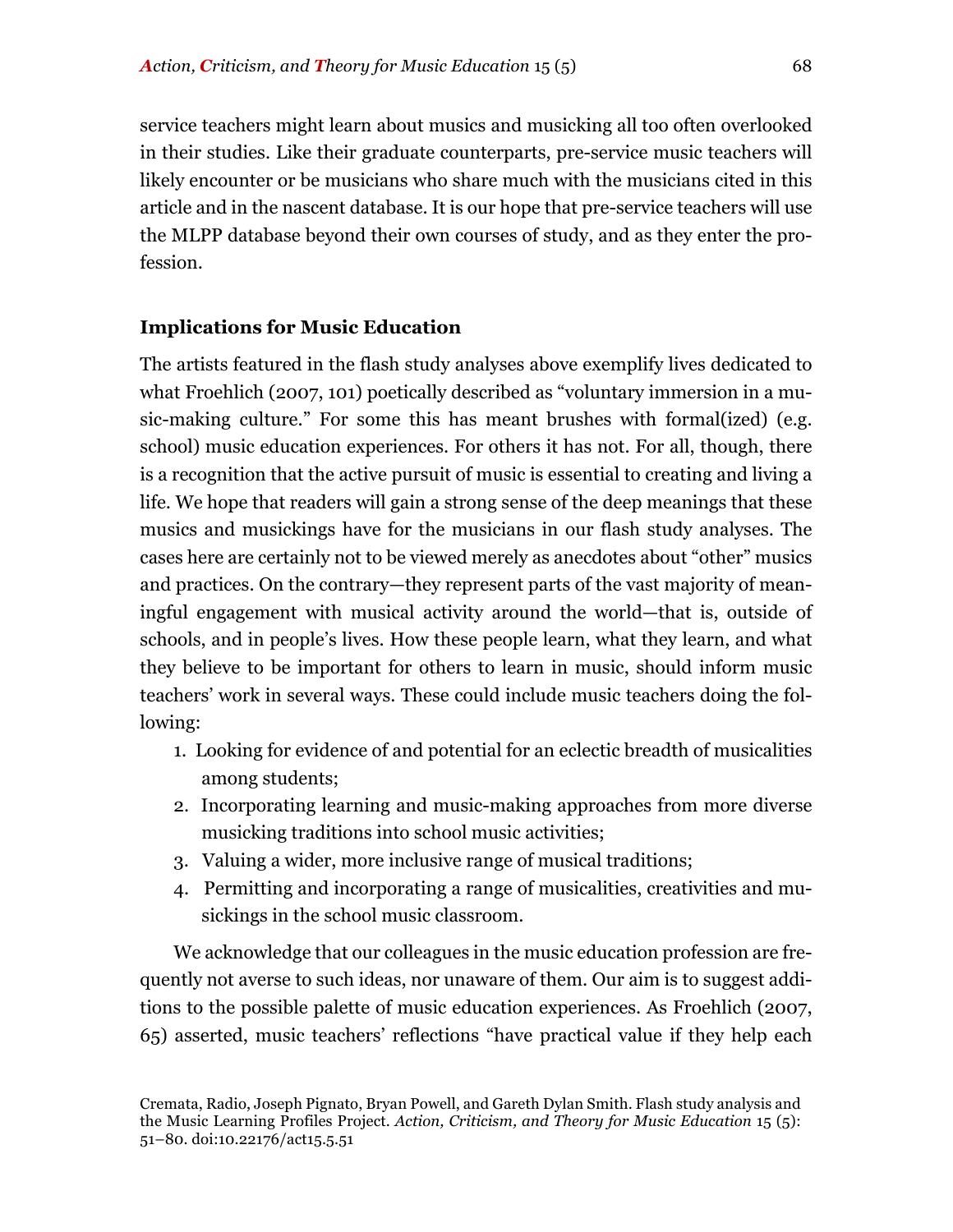service teachers might learn about musics and musicking all too often overlooked in their studies. Like their graduate counterparts, pre-service music teachers will likely encounter or be musicians who share much with the musicians cited in this article and in the nascent database. It is our hope that pre-service teachers will use the MLPP database beyond their own courses of study, and as they enter the profession.

## Implications for Music Education

The artists featured in the flash study analyses above exemplify lives dedicated to what Froehlich (2007, 101) poetically described as "voluntary immersion in a music-making culture." For some this has meant brushes with formal(ized) (e.g. school) music education experiences. For others it has not. For all, though, there is a recognition that the active pursuit of music is essential to creating and living a life. We hope that readers will gain a strong sense of the deep meanings that these musics and musickings have for the musicians in our flash study analyses. The cases here are certainly not to be viewed merely as anecdotes about "other" musics and practices. On the contrary—they represent parts of the vast majority of meaningful engagement with musical activity around the world—that is, outside of schools, and in people's lives. How these people learn, what they learn, and what they believe to be important for others to learn in music, should inform music teachers' work in several ways. These could include music teachers doing the following:

1. Looking for evidence of and potential for an eclectic breadth of musicalities among students;
2. Incorporating learning and music-making approaches from more diverse musicking traditions into school music activities;
3. Valuing a wider, more inclusive range of musical traditions;
4. Permitting and incorporating a range of musicalities, creativities and musickings in the school music classroom.

We acknowledge that our colleagues in the music education profession are frequently not averse to such ideas, nor unaware of them. Our aim is to suggest additions to the possible palette of music education experiences. As Froehlich (2007, 65) asserted, music teachers' reflections "have practical value if they help each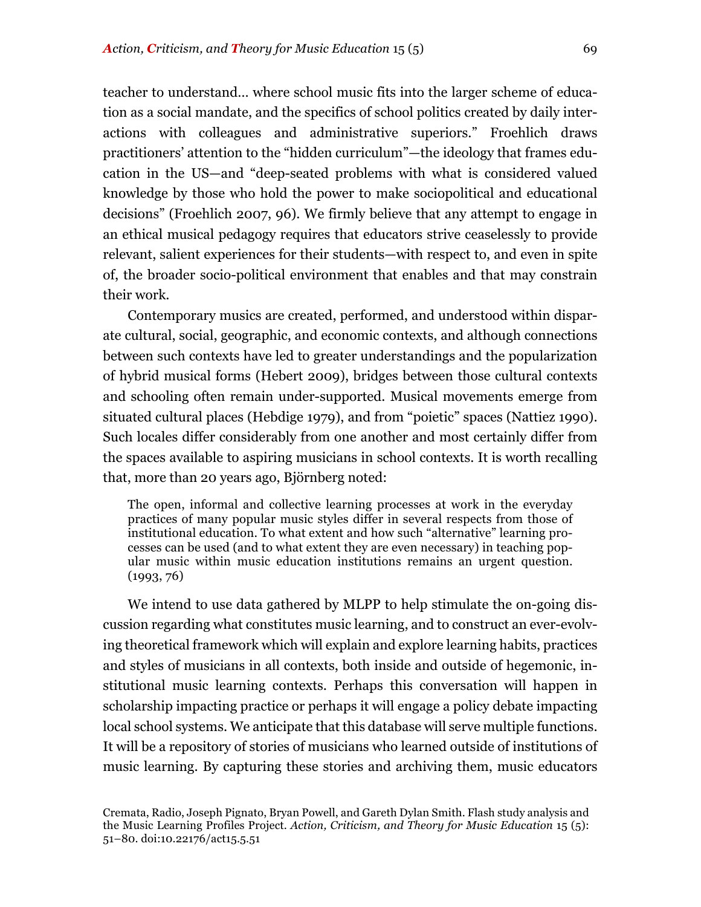teacher to understand… where school music fits into the larger scheme of education as a social mandate, and the specifics of school politics created by daily interactions with colleagues and administrative superiors." Froehlich draws practitioners' attention to the "hidden curriculum"—the ideology that frames education in the US—and "deep-seated problems with what is considered valued knowledge by those who hold the power to make sociopolitical and educational decisions" (Froehlich 2007, 96). We firmly believe that any attempt to engage in an ethical musical pedagogy requires that educators strive ceaselessly to provide relevant, salient experiences for their students—with respect to, and even in spite of, the broader socio-political environment that enables and that may constrain their work.

Contemporary musics are created, performed, and understood within disparate cultural, social, geographic, and economic contexts, and although connections between such contexts have led to greater understandings and the popularization of hybrid musical forms (Hebert 2009), bridges between those cultural contexts and schooling often remain under-supported. Musical movements emerge from situated cultural places (Hebdige 1979), and from "poietic" spaces (Nattiez 1990). Such locales differ considerably from one another and most certainly differ from the spaces available to aspiring musicians in school contexts. It is worth recalling that, more than 20 years ago, Björnberg noted:

> The open, informal and collective learning processes at work in the everyday practices of many popular music styles differ in several respects from those of institutional education. To what extent and how such "alternative" learning processes can be used (and to what extent they are even necessary) in teaching popular music within music education institutions remains an urgent question. (1993, 76)

We intend to use data gathered by MLPP to help stimulate the on-going discussion regarding what constitutes music learning, and to construct an ever-evolving theoretical framework which will explain and explore learning habits, practices and styles of musicians in all contexts, both inside and outside of hegemonic, institutional music learning contexts. Perhaps this conversation will happen in scholarship impacting practice or perhaps it will engage a policy debate impacting local school systems. We anticipate that this database will serve multiple functions. It will be a repository of stories of musicians who learned outside of institutions of music learning. By capturing these stories and archiving them, music educators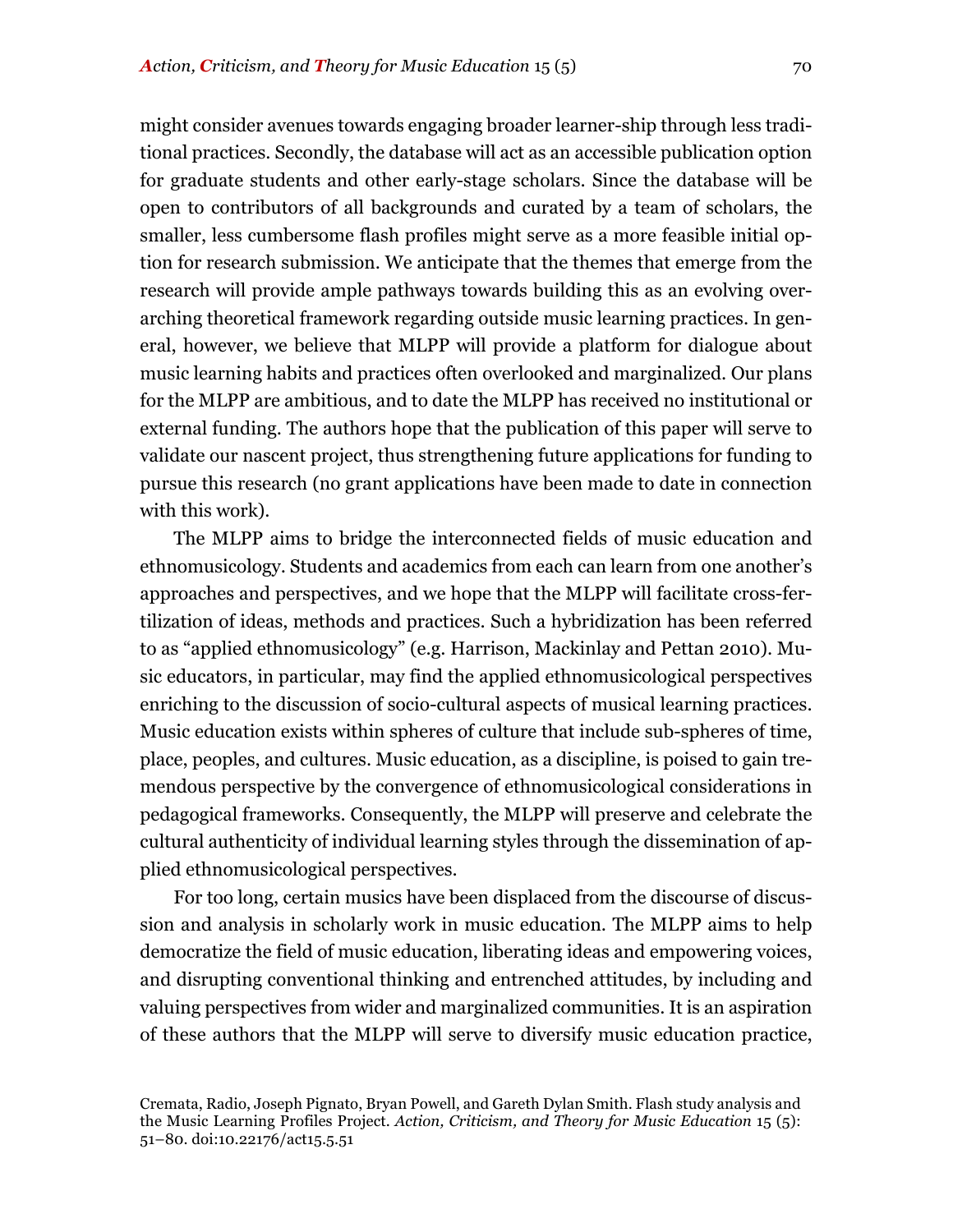might consider avenues towards engaging broader learner-ship through less traditional practices. Secondly, the database will act as an accessible publication option for graduate students and other early-stage scholars. Since the database will be open to contributors of all backgrounds and curated by a team of scholars, the smaller, less cumbersome flash profiles might serve as a more feasible initial option for research submission. We anticipate that the themes that emerge from the research will provide ample pathways towards building this as an evolving overarching theoretical framework regarding outside music learning practices. In general, however, we believe that MLPP will provide a platform for dialogue about music learning habits and practices often overlooked and marginalized. Our plans for the MLPP are ambitious, and to date the MLPP has received no institutional or external funding. The authors hope that the publication of this paper will serve to validate our nascent project, thus strengthening future applications for funding to pursue this research (no grant applications have been made to date in connection with this work).

The MLPP aims to bridge the interconnected fields of music education and ethnomusicology. Students and academics from each can learn from one another's approaches and perspectives, and we hope that the MLPP will facilitate cross-fertilization of ideas, methods and practices. Such a hybridization has been referred to as "applied ethnomusicology" (e.g. Harrison, Mackinlay and Pettan 2010). Music educators, in particular, may find the applied ethnomusicological perspectives enriching to the discussion of socio-cultural aspects of musical learning practices. Music education exists within spheres of culture that include sub-spheres of time, place, peoples, and cultures. Music education, as a discipline, is poised to gain tremendous perspective by the convergence of ethnomusicological considerations in pedagogical frameworks. Consequently, the MLPP will preserve and celebrate the cultural authenticity of individual learning styles through the dissemination of applied ethnomusicological perspectives.

For too long, certain musics have been displaced from the discourse of discussion and analysis in scholarly work in music education. The MLPP aims to help democratize the field of music education, liberating ideas and empowering voices, and disrupting conventional thinking and entrenched attitudes, by including and valuing perspectives from wider and marginalized communities. It is an aspiration of these authors that the MLPP will serve to diversify music education practice,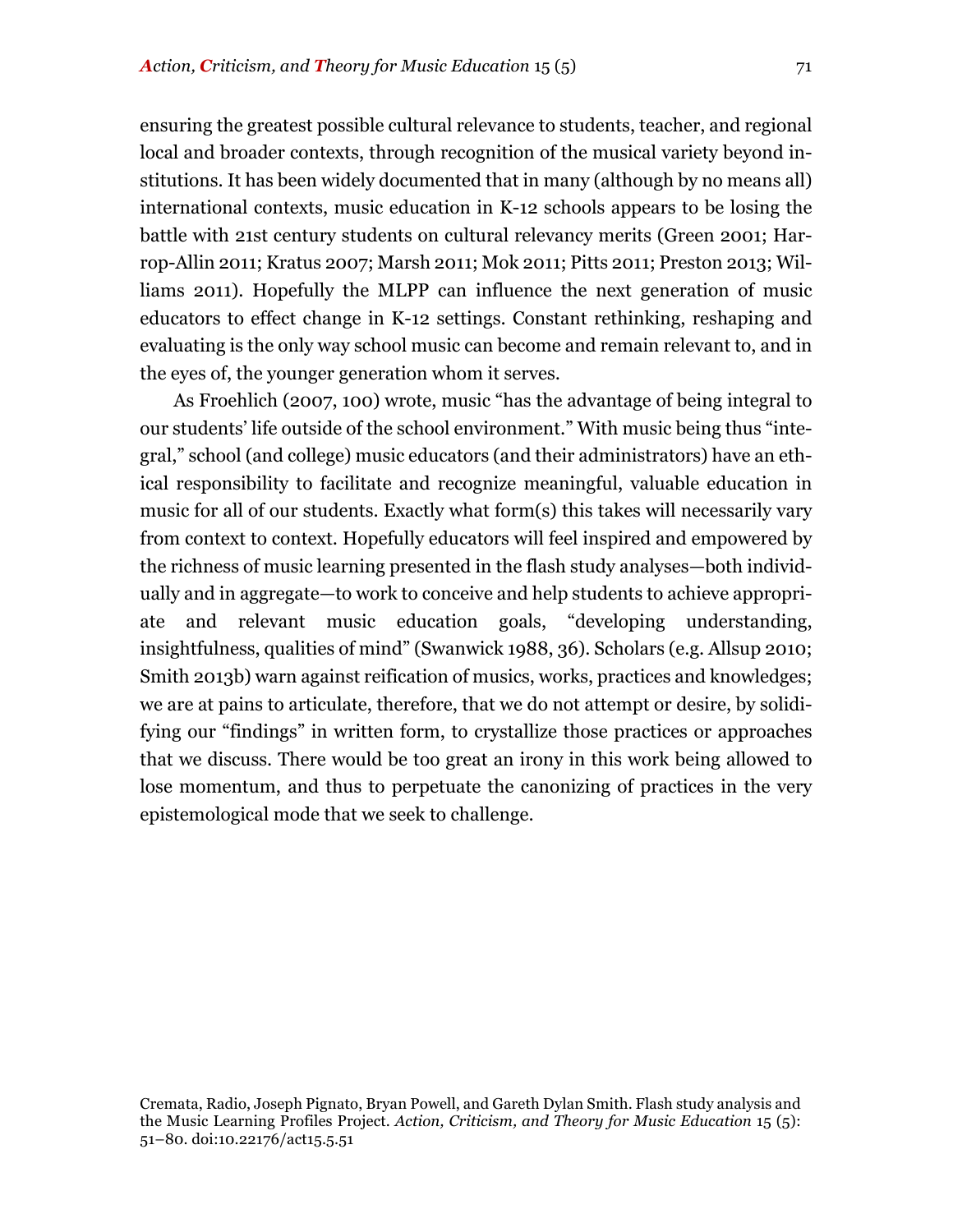ensuring the greatest possible cultural relevance to students, teacher, and regional local and broader contexts, through recognition of the musical variety beyond institutions. It has been widely documented that in many (although by no means all) international contexts, music education in K-12 schools appears to be losing the battle with 21st century students on cultural relevancy merits (Green 2001; Harrop-Allin 2011; Kratus 2007; Marsh 2011; Mok 2011; Pitts 2011; Preston 2013; Williams 2011). Hopefully the MLPP can influence the next generation of music educators to effect change in K-12 settings. Constant rethinking, reshaping and evaluating is the only way school music can become and remain relevant to, and in the eyes of, the younger generation whom it serves.

As Froehlich (2007, 100) wrote, music "has the advantage of being integral to our students' life outside of the school environment." With music being thus "integral," school (and college) music educators (and their administrators) have an ethical responsibility to facilitate and recognize meaningful, valuable education in music for all of our students. Exactly what form(s) this takes will necessarily vary from context to context. Hopefully educators will feel inspired and empowered by the richness of music learning presented in the flash study analyses—both individually and in aggregate—to work to conceive and help students to achieve appropriate and relevant music education goals, "developing understanding, insightfulness, qualities of mind" (Swanwick 1988, 36). Scholars (e.g. Allsup 2010; Smith 2013b) warn against reification of musics, works, practices and knowledges; we are at pains to articulate, therefore, that we do not attempt or desire, by solidifying our "findings" in written form, to crystallize those practices or approaches that we discuss. There would be too great an irony in this work being allowed to lose momentum, and thus to perpetuate the canonizing of practices in the very epistemological mode that we seek to challenge.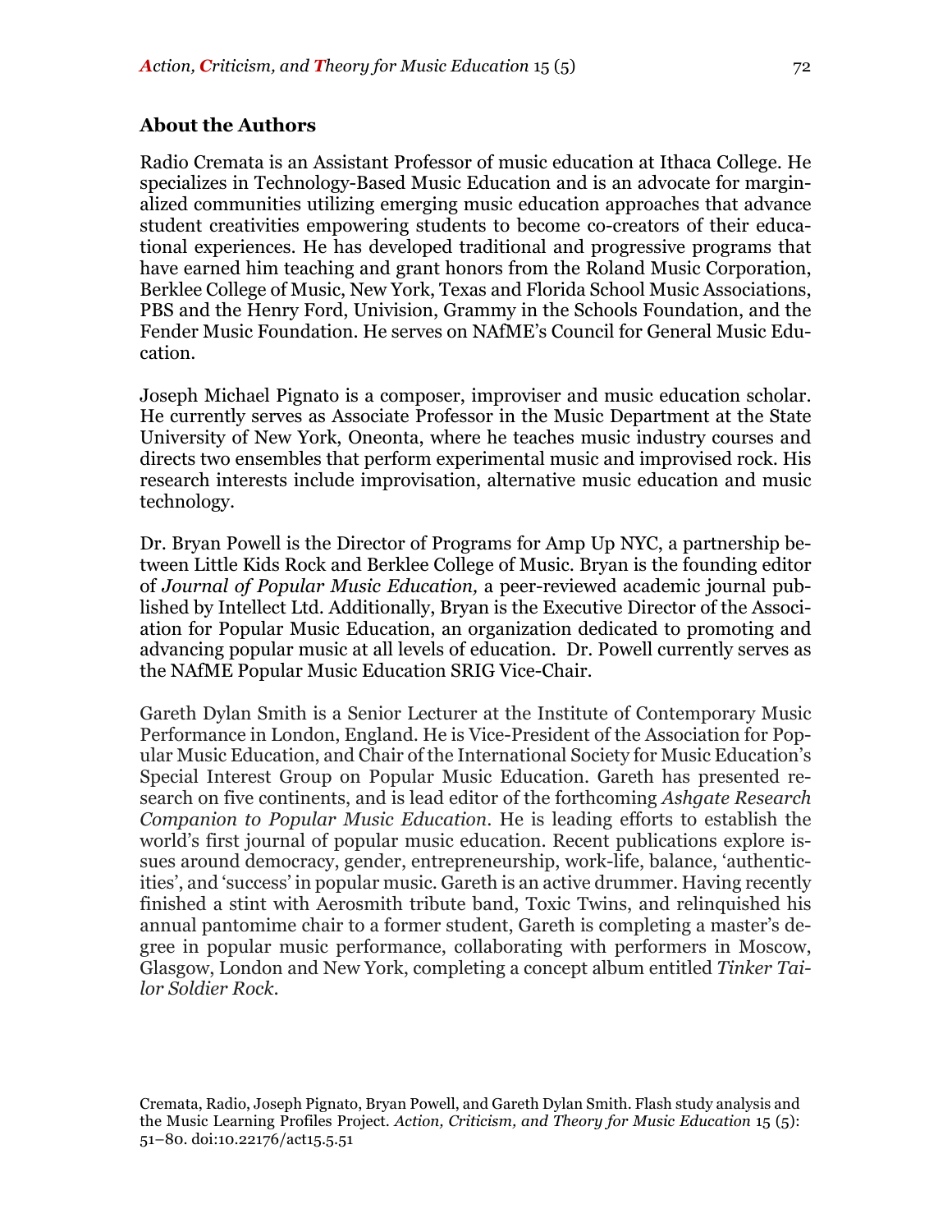## About the Authors

Radio Cremata is an Assistant Professor of music education at Ithaca College. He specializes in Technology-Based Music Education and is an advocate for marginalized communities utilizing emerging music education approaches that advance student creativities empowering students to become co-creators of their educational experiences. He has developed traditional and progressive programs that have earned him teaching and grant honors from the Roland Music Corporation, Berklee College of Music, New York, Texas and Florida School Music Associations, PBS and the Henry Ford, Univision, Grammy in the Schools Foundation, and the Fender Music Foundation. He serves on NAfME's Council for General Music Education.

Joseph Michael Pignato is a composer, improviser and music education scholar. He currently serves as Associate Professor in the Music Department at the State University of New York, Oneonta, where he teaches music industry courses and directs two ensembles that perform experimental music and improvised rock. His research interests include improvisation, alternative music education and music technology.

Dr. Bryan Powell is the Director of Programs for Amp Up NYC, a partnership between Little Kids Rock and Berklee College of Music. Bryan is the founding editor of *Journal of Popular Music Education,* a peer-reviewed academic journal published by Intellect Ltd. Additionally, Bryan is the Executive Director of the Association for Popular Music Education, an organization dedicated to promoting and advancing popular music at all levels of education. Dr. Powell currently serves as the NAfME Popular Music Education SRIG Vice-Chair.

Gareth Dylan Smith is a Senior Lecturer at the Institute of Contemporary Music Performance in London, England. He is Vice-President of the Association for Popular Music Education, and Chair of the International Society for Music Education's Special Interest Group on Popular Music Education. Gareth has presented research on five continents, and is lead editor of the forthcoming *Ashgate Research Companion to Popular Music Education*. He is leading efforts to establish the world's first journal of popular music education. Recent publications explore issues around democracy, gender, entrepreneurship, work-life, balance, 'authenticities', and 'success' in popular music. Gareth is an active drummer. Having recently finished a stint with Aerosmith tribute band, Toxic Twins, and relinquished his annual pantomime chair to a former student, Gareth is completing a master's degree in popular music performance, collaborating with performers in Moscow, Glasgow, London and New York, completing a concept album entitled *Tinker Tailor Soldier Rock*.

Cremata, Radio, Joseph Pignato, Bryan Powell, and Gareth Dylan Smith. Flash study analysis and the Music Learning Profiles Project. *Action, Criticism, and Theory for Music Education* 15 (5): 51–80. doi:10.22176/act15.5.51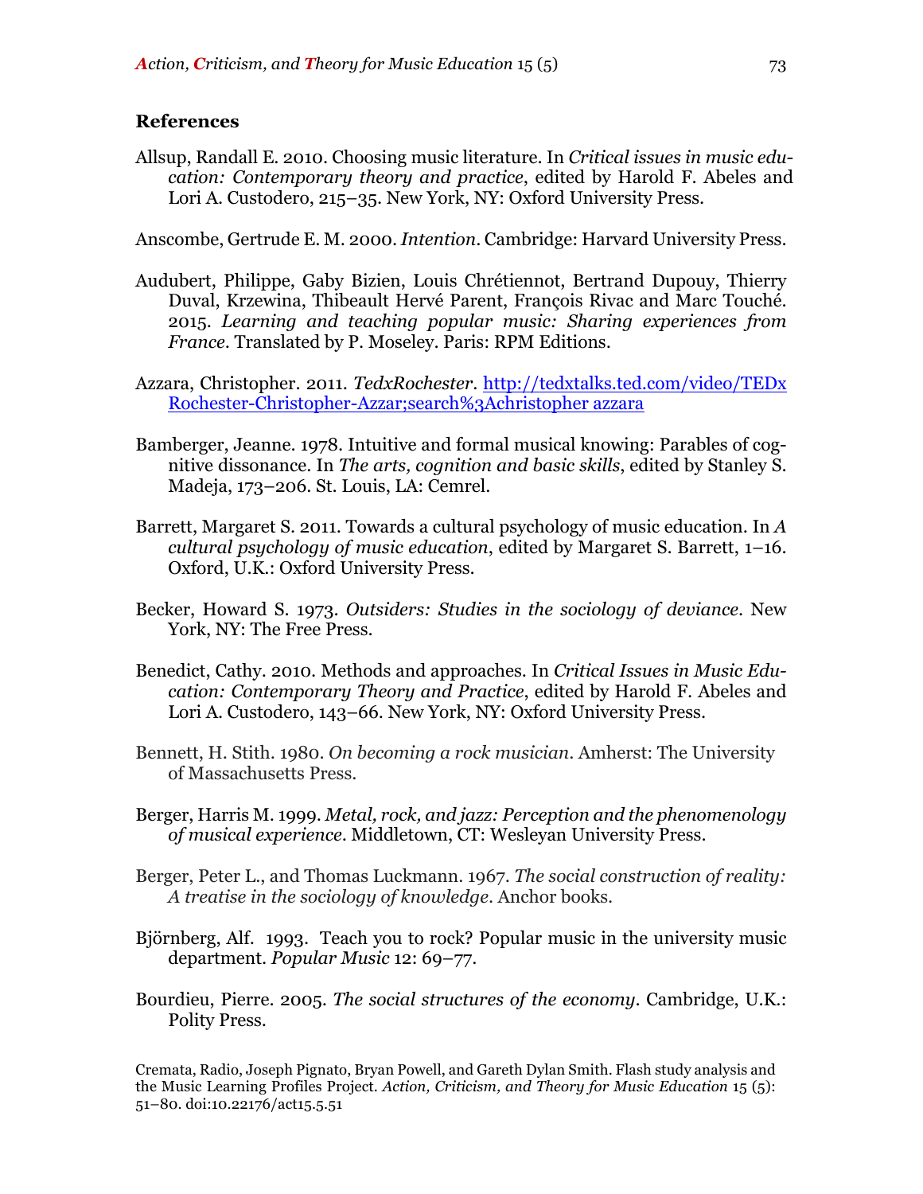## References

Allsup, Randall E. 2010. Choosing music literature. In *Critical issues in music education: Contemporary theory and practice*, edited by Harold F. Abeles and Lori A. Custodero, 215–35. New York, NY: Oxford University Press.

Anscombe, Gertrude E. M. 2000. *Intention*. Cambridge: Harvard University Press.

Audubert, Philippe, Gaby Bizien, Louis Chrétiennot, Bertrand Dupouy, Thierry Duval, Krzewina, Thibeault Hervé Parent, François Rivac and Marc Touché. 2015. *Learning and teaching popular music: Sharing experiences from France*. Translated by P. Moseley. Paris: RPM Editions.

Azzara, Christopher. 2011. *TedxRochester*. http://tedxtalks.ted.com/video/TEDxRochester-Christopher-Azzar;search%3Achristopher azzara

Bamberger, Jeanne. 1978. Intuitive and formal musical knowing: Parables of cognitive dissonance. In *The arts, cognition and basic skills*, edited by Stanley S. Madeja, 173–206. St. Louis, LA: Cemrel.

Barrett, Margaret S. 2011. Towards a cultural psychology of music education. In *A cultural psychology of music education*, edited by Margaret S. Barrett, 1–16. Oxford, U.K.: Oxford University Press.

Becker, Howard S. 1973. *Outsiders: Studies in the sociology of deviance*. New York, NY: The Free Press.

Benedict, Cathy. 2010. Methods and approaches. In *Critical Issues in Music Education: Contemporary Theory and Practice*, edited by Harold F. Abeles and Lori A. Custodero, 143–66. New York, NY: Oxford University Press.

Bennett, H. Stith. 1980. *On becoming a rock musician*. Amherst: The University of Massachusetts Press.

Berger, Harris M. 1999. *Metal, rock, and jazz: Perception and the phenomenology of musical experience*. Middletown, CT: Wesleyan University Press.

Berger, Peter L., and Thomas Luckmann. 1967. *The social construction of reality: A treatise in the sociology of knowledge*. Anchor books.

Björnberg, Alf. 1993. Teach you to rock? Popular music in the university music department. *Popular Music* 12: 69–77.

Bourdieu, Pierre. 2005. *The social structures of the economy*. Cambridge, U.K.: Polity Press.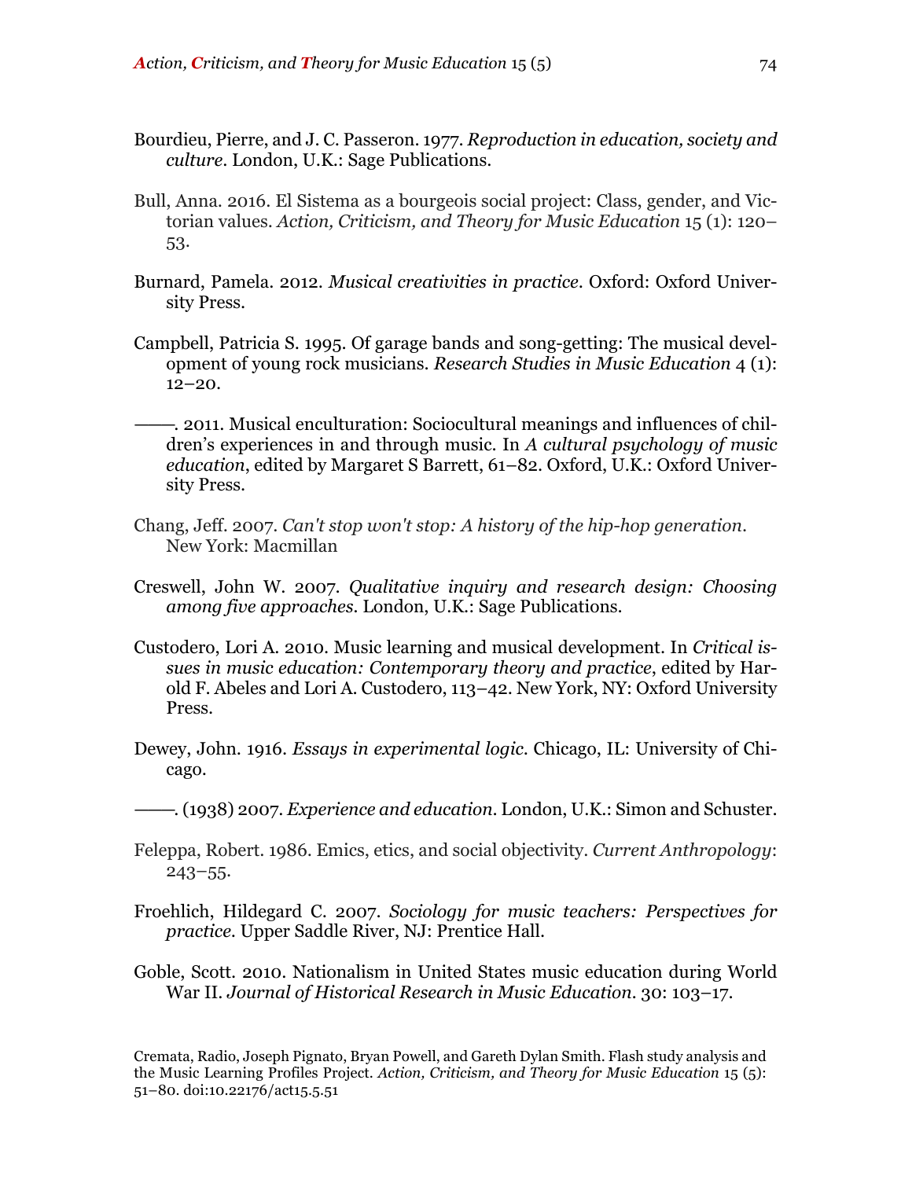Bourdieu, Pierre, and J. C. Passeron. 1977. *Reproduction in education, society and culture*. London, U.K.: Sage Publications.

Bull, Anna. 2016. El Sistema as a bourgeois social project: Class, gender, and Victorian values. *Action, Criticism, and Theory for Music Education* 15 (1): 120–53.

Burnard, Pamela. 2012. *Musical creativities in practice*. Oxford: Oxford University Press.

Campbell, Patricia S. 1995. Of garage bands and song-getting: The musical development of young rock musicians. *Research Studies in Music Education* 4 (1): 12–20.

———. 2011. Musical enculturation: Sociocultural meanings and influences of children's experiences in and through music. In *A cultural psychology of music education*, edited by Margaret S Barrett, 61–82. Oxford, U.K.: Oxford University Press.

Chang, Jeff. 2007. *Can't stop won't stop: A history of the hip-hop generation*. New York: Macmillan

Creswell, John W. 2007. *Qualitative inquiry and research design: Choosing among five approaches*. London, U.K.: Sage Publications.

Custodero, Lori A. 2010. Music learning and musical development. In *Critical issues in music education: Contemporary theory and practice*, edited by Harold F. Abeles and Lori A. Custodero, 113–42. New York, NY: Oxford University Press.

Dewey, John. 1916. *Essays in experimental logic*. Chicago, IL: University of Chicago.

———. (1938) 2007. *Experience and education*. London, U.K.: Simon and Schuster.

Feleppa, Robert. 1986. Emics, etics, and social objectivity. *Current Anthropology*: 243–55.

Froehlich, Hildegard C. 2007. *Sociology for music teachers: Perspectives for practice*. Upper Saddle River, NJ: Prentice Hall.

Goble, Scott. 2010. Nationalism in United States music education during World War II. *Journal of Historical Research in Music Education*. 30: 103–17.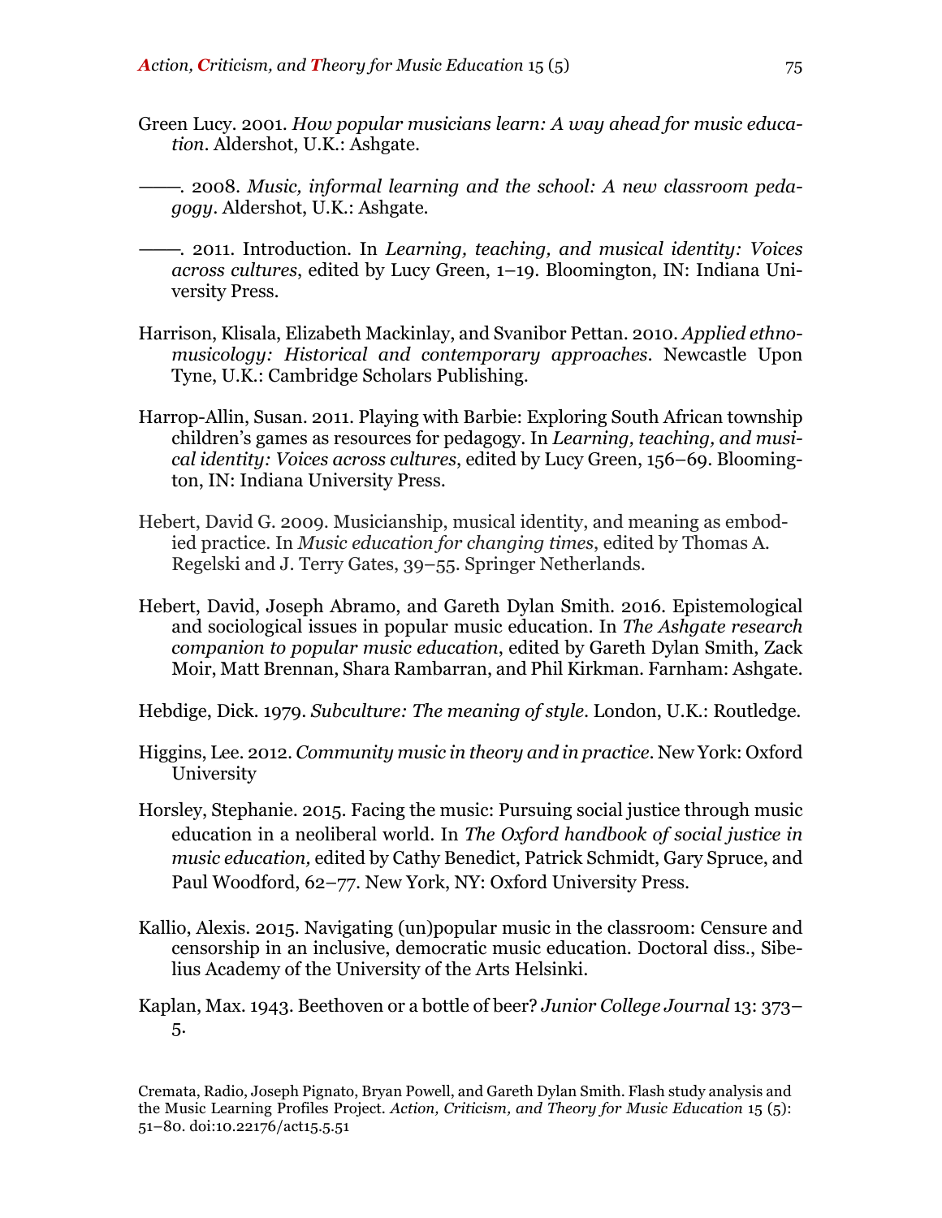Green Lucy. 2001. *How popular musicians learn: A way ahead for music education*. Aldershot, U.K.: Ashgate.

———. 2008. *Music, informal learning and the school: A new classroom pedagogy*. Aldershot, U.K.: Ashgate.

———. 2011. Introduction. In *Learning, teaching, and musical identity: Voices across cultures*, edited by Lucy Green, 1–19. Bloomington, IN: Indiana University Press.

Harrison, Klisala, Elizabeth Mackinlay, and Svanibor Pettan. 2010. *Applied ethnomusicology: Historical and contemporary approaches*. Newcastle Upon Tyne, U.K.: Cambridge Scholars Publishing.

Harrop-Allin, Susan. 2011. Playing with Barbie: Exploring South African township children's games as resources for pedagogy. In *Learning, teaching, and musical identity: Voices across cultures*, edited by Lucy Green, 156–69. Bloomington, IN: Indiana University Press.

Hebert, David G. 2009. Musicianship, musical identity, and meaning as embodied practice. In *Music education for changing times*, edited by Thomas A. Regelski and J. Terry Gates, 39–55. Springer Netherlands.

Hebert, David, Joseph Abramo, and Gareth Dylan Smith. 2016. Epistemological and sociological issues in popular music education. In *The Ashgate research companion to popular music education*, edited by Gareth Dylan Smith, Zack Moir, Matt Brennan, Shara Rambarran, and Phil Kirkman. Farnham: Ashgate.

Hebdige, Dick. 1979. *Subculture: The meaning of style*. London, U.K.: Routledge.

Higgins, Lee. 2012. *Community music in theory and in practice*. New York: Oxford University

Horsley, Stephanie. 2015. Facing the music: Pursuing social justice through music education in a neoliberal world. In *The Oxford handbook of social justice in music education,* edited by Cathy Benedict, Patrick Schmidt, Gary Spruce, and Paul Woodford, 62–77. New York, NY: Oxford University Press.

Kallio, Alexis. 2015. Navigating (un)popular music in the classroom: Censure and censorship in an inclusive, democratic music education. Doctoral diss., Sibelius Academy of the University of the Arts Helsinki.

Kaplan, Max. 1943. Beethoven or a bottle of beer? *Junior College Journal* 13: 373–5.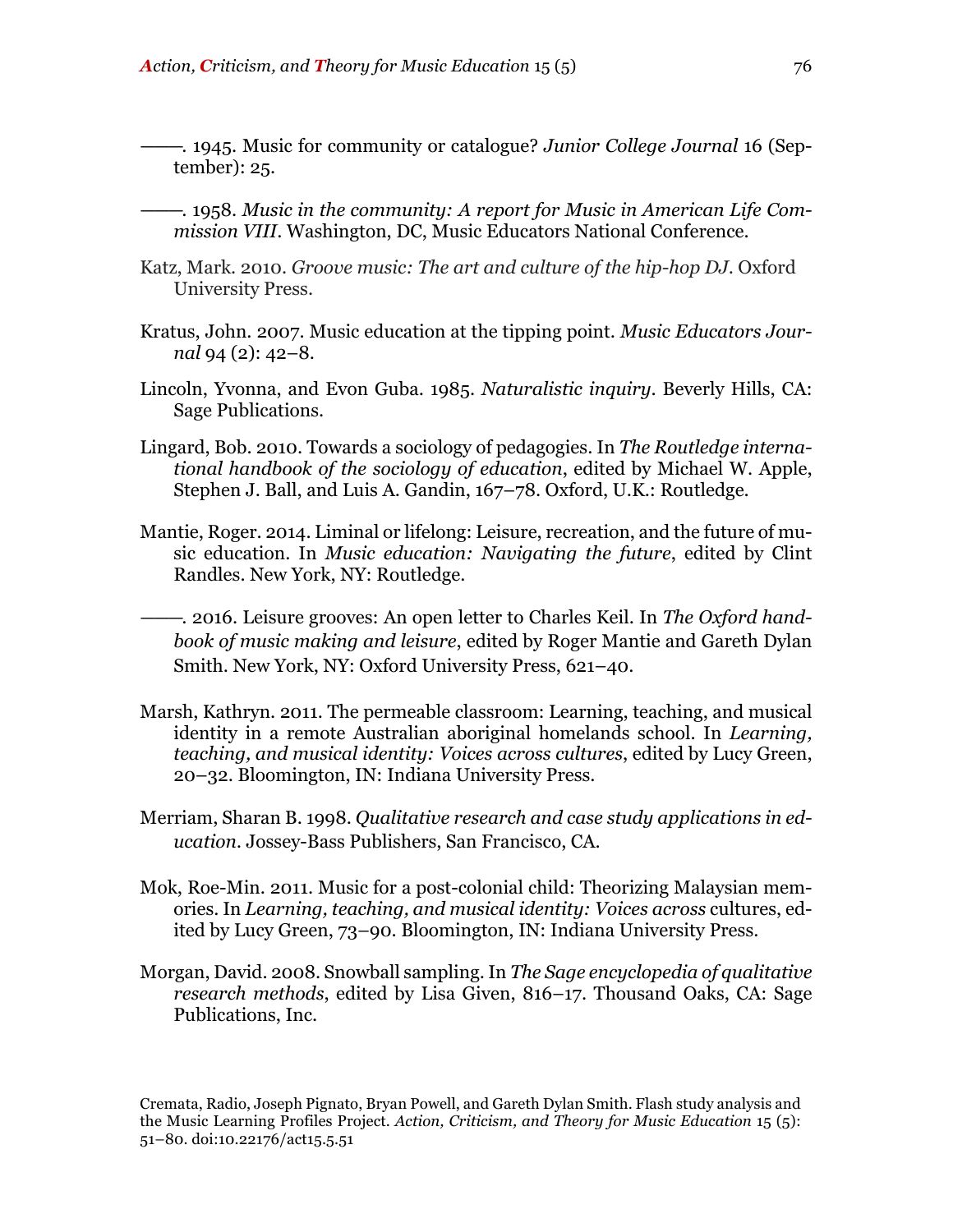——. 1945. Music for community or catalogue? *Junior College Journal* 16 (September): 25.

——. 1958. *Music in the community: A report for Music in American Life Commission VIII*. Washington, DC, Music Educators National Conference.

Katz, Mark. 2010. *Groove music: The art and culture of the hip-hop DJ*. Oxford University Press.

Kratus, John. 2007. Music education at the tipping point. *Music Educators Journal* 94 (2): 42–8.

Lincoln, Yvonna, and Evon Guba. 1985. *Naturalistic inquiry*. Beverly Hills, CA: Sage Publications.

Lingard, Bob. 2010. Towards a sociology of pedagogies. In *The Routledge international handbook of the sociology of education*, edited by Michael W. Apple, Stephen J. Ball, and Luis A. Gandin, 167–78. Oxford, U.K.: Routledge.

Mantie, Roger. 2014. Liminal or lifelong: Leisure, recreation, and the future of music education. In *Music education: Navigating the future*, edited by Clint Randles. New York, NY: Routledge.

——. 2016. Leisure grooves: An open letter to Charles Keil. In *The Oxford handbook of music making and leisure*, edited by Roger Mantie and Gareth Dylan Smith. New York, NY: Oxford University Press, 621–40.

Marsh, Kathryn. 2011. The permeable classroom: Learning, teaching, and musical identity in a remote Australian aboriginal homelands school. In *Learning, teaching, and musical identity: Voices across cultures*, edited by Lucy Green, 20–32. Bloomington, IN: Indiana University Press.

Merriam, Sharan B. 1998. *Qualitative research and case study applications in education*. Jossey-Bass Publishers, San Francisco, CA.

Mok, Roe-Min. 2011. Music for a post-colonial child: Theorizing Malaysian memories. In *Learning, teaching, and musical identity: Voices across* cultures, edited by Lucy Green, 73–90. Bloomington, IN: Indiana University Press.

Morgan, David. 2008. Snowball sampling. In *The Sage encyclopedia of qualitative research methods*, edited by Lisa Given, 816–17. Thousand Oaks, CA: Sage Publications, Inc.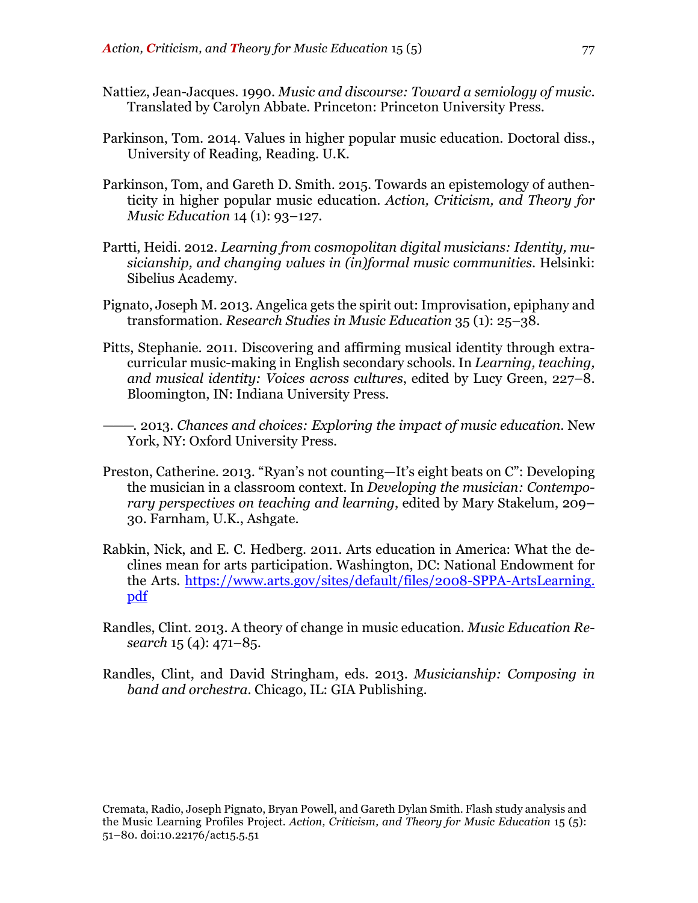Nattiez, Jean-Jacques. 1990. *Music and discourse: Toward a semiology of music*. Translated by Carolyn Abbate. Princeton: Princeton University Press.

Parkinson, Tom. 2014. Values in higher popular music education. Doctoral diss., University of Reading, Reading. U.K.

Parkinson, Tom, and Gareth D. Smith. 2015. Towards an epistemology of authenticity in higher popular music education. *Action, Criticism, and Theory for Music Education* 14 (1): 93–127.

Partti, Heidi. 2012. *Learning from cosmopolitan digital musicians: Identity, musicianship, and changing values in (in)formal music communities*. Helsinki: Sibelius Academy.

Pignato, Joseph M. 2013. Angelica gets the spirit out: Improvisation, epiphany and transformation. *Research Studies in Music Education* 35 (1): 25–38.

Pitts, Stephanie. 2011. Discovering and affirming musical identity through extra-curricular music-making in English secondary schools. In *Learning, teaching, and musical identity: Voices across cultures*, edited by Lucy Green, 227–8. Bloomington, IN: Indiana University Press.

——. 2013. *Chances and choices: Exploring the impact of music education*. New York, NY: Oxford University Press.

Preston, Catherine. 2013. "Ryan's not counting—It's eight beats on C": Developing the musician in a classroom context. In *Developing the musician: Contemporary perspectives on teaching and learning*, edited by Mary Stakelum, 209–30. Farnham, U.K., Ashgate.

Rabkin, Nick, and E. C. Hedberg. 2011. Arts education in America: What the declines mean for arts participation. Washington, DC: National Endowment for the Arts. https://www.arts.gov/sites/default/files/2008-SPPA-ArtsLearning.pdf

Randles, Clint. 2013. A theory of change in music education. *Music Education Research* 15 (4): 471–85.

Randles, Clint, and David Stringham, eds. 2013. *Musicianship: Composing in band and orchestra*. Chicago, IL: GIA Publishing.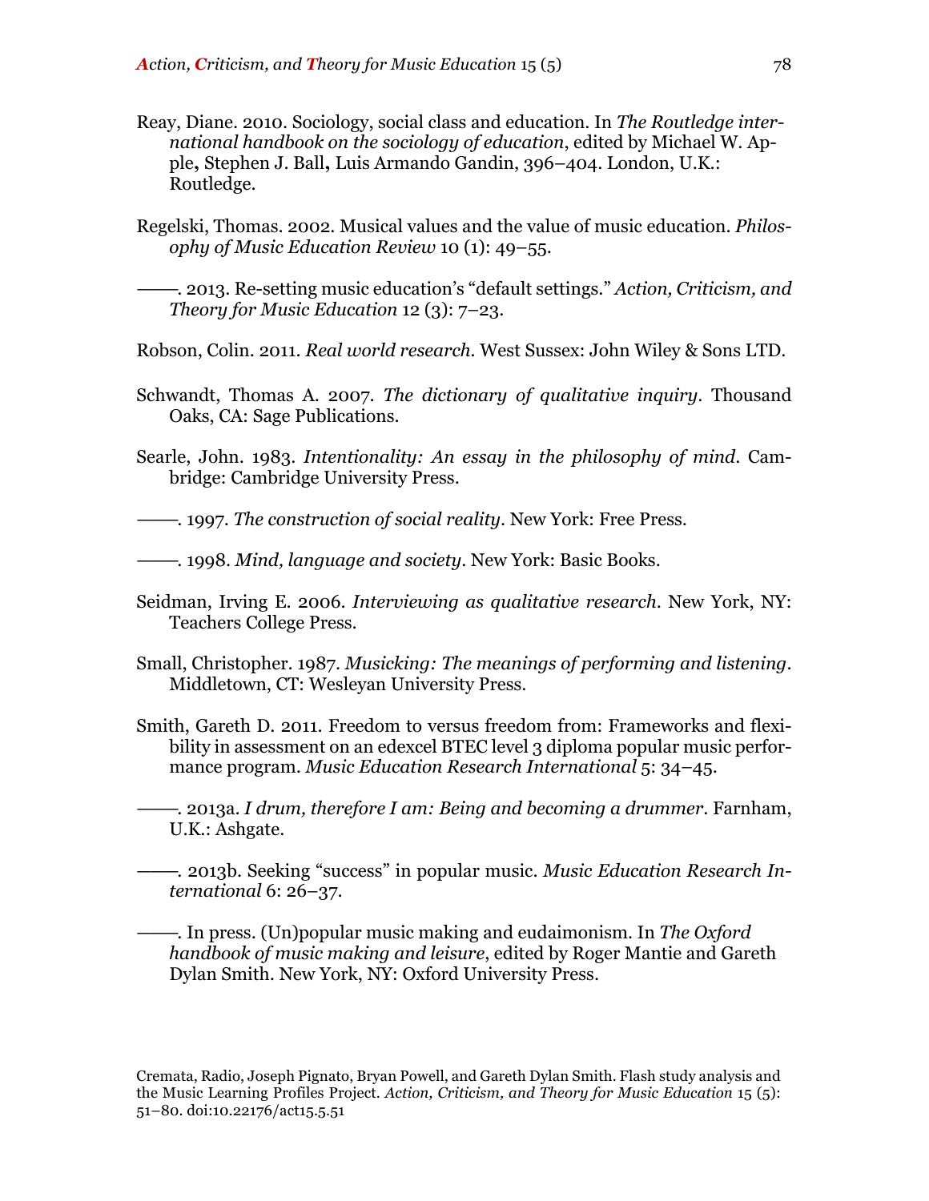Reay, Diane. 2010. Sociology, social class and education. In *The Routledge international handbook on the sociology of education*, edited by Michael W. Apple**,** Stephen J. Ball**,** Luis Armando Gandin, 396–404. London, U.K.: Routledge.

Regelski, Thomas. 2002. Musical values and the value of music education. *Philosophy of Music Education Review* 10 (1): 49–55.

———. 2013. Re-setting music education's "default settings." *Action, Criticism, and Theory for Music Education* 12 (3): 7–23.

Robson, Colin. 2011. *Real world research*. West Sussex: John Wiley & Sons LTD.

Schwandt, Thomas A. 2007. *The dictionary of qualitative inquiry*. Thousand Oaks, CA: Sage Publications.

Searle, John. 1983. *Intentionality: An essay in the philosophy of mind*. Cambridge: Cambridge University Press.

———. 1997. *The construction of social reality*. New York: Free Press.

———. 1998. *Mind, language and society*. New York: Basic Books.

Seidman, Irving E. 2006. *Interviewing as qualitative research*. New York, NY: Teachers College Press.

Small, Christopher. 1987. *Musicking: The meanings of performing and listening*. Middletown, CT: Wesleyan University Press.

Smith, Gareth D. 2011. Freedom to versus freedom from: Frameworks and flexibility in assessment on an edexcel BTEC level 3 diploma popular music performance program. *Music Education Research International* 5: 34–45.

———. 2013a. *I drum, therefore I am: Being and becoming a drummer*. Farnham, U.K.: Ashgate.

———. 2013b. Seeking "success" in popular music. *Music Education Research International* 6: 26–37.

———. In press. (Un)popular music making and eudaimonism. In *The Oxford handbook of music making and leisure*, edited by Roger Mantie and Gareth Dylan Smith. New York, NY: Oxford University Press.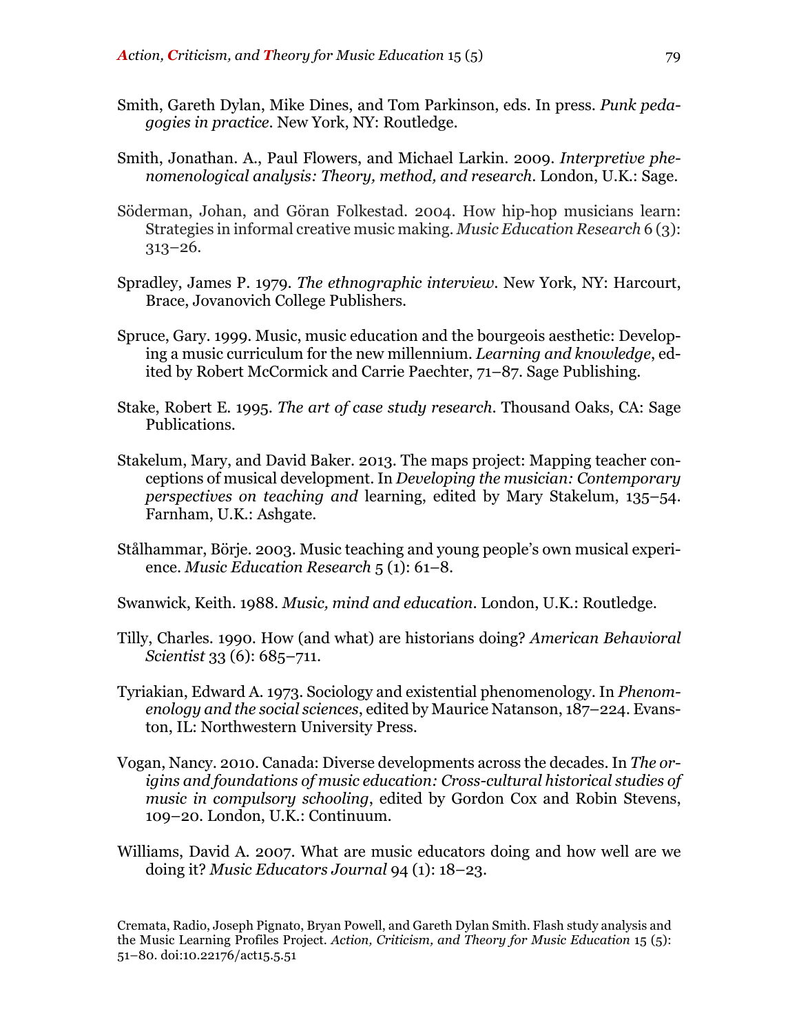Smith, Gareth Dylan, Mike Dines, and Tom Parkinson, eds. In press. *Punk pedagogies in practice*. New York, NY: Routledge.

Smith, Jonathan. A., Paul Flowers, and Michael Larkin. 2009. *Interpretive phenomenological analysis: Theory, method, and research*. London, U.K.: Sage.

Söderman, Johan, and Göran Folkestad. 2004. How hip-hop musicians learn: Strategies in informal creative music making. *Music Education Research* 6 (3): 313–26.

Spradley, James P. 1979. *The ethnographic interview*. New York, NY: Harcourt, Brace, Jovanovich College Publishers.

Spruce, Gary. 1999. Music, music education and the bourgeois aesthetic: Developing a music curriculum for the new millennium. *Learning and knowledge*, edited by Robert McCormick and Carrie Paechter, 71–87. Sage Publishing.

Stake, Robert E. 1995. *The art of case study research*. Thousand Oaks, CA: Sage Publications.

Stakelum, Mary, and David Baker. 2013. The maps project: Mapping teacher conceptions of musical development. In *Developing the musician: Contemporary perspectives on teaching and* learning, edited by Mary Stakelum, 135–54. Farnham, U.K.: Ashgate.

Stålhammar, Börje. 2003. Music teaching and young people's own musical experience. *Music Education Research* 5 (1): 61–8.

Swanwick, Keith. 1988. *Music, mind and education*. London, U.K.: Routledge.

Tilly, Charles. 1990. How (and what) are historians doing? *American Behavioral Scientist* 33 (6): 685–711.

Tyriakian, Edward A. 1973. Sociology and existential phenomenology. In *Phenomenology and the social sciences*, edited by Maurice Natanson, 187–224. Evanston, IL: Northwestern University Press.

Vogan, Nancy. 2010. Canada: Diverse developments across the decades. In *The origins and foundations of music education: Cross-cultural historical studies of music in compulsory schooling*, edited by Gordon Cox and Robin Stevens, 109–20. London, U.K.: Continuum.

Williams, David A. 2007. What are music educators doing and how well are we doing it? *Music Educators Journal* 94 (1): 18–23.

Cremata, Radio, Joseph Pignato, Bryan Powell, and Gareth Dylan Smith. Flash study analysis and the Music Learning Profiles Project. *Action, Criticism, and Theory for Music Education* 15 (5): 51–80. doi:10.22176/act15.5.51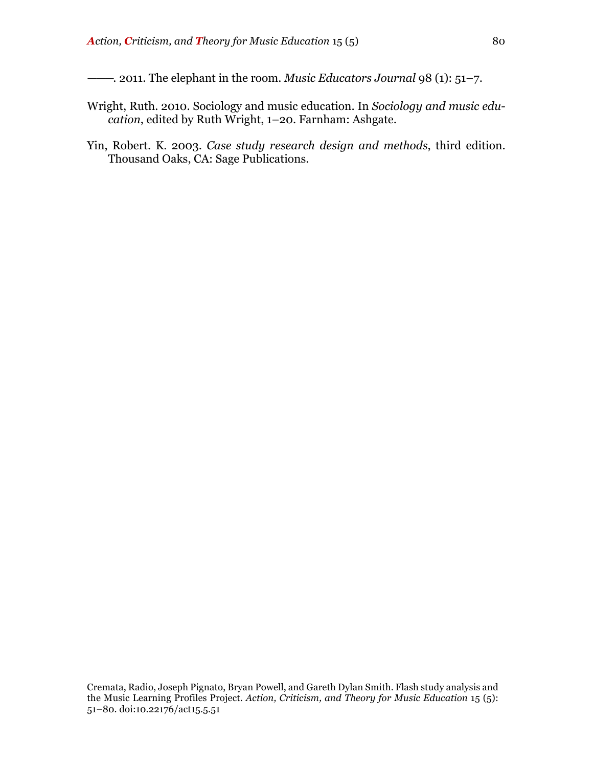———. 2011. The elephant in the room. *Music Educators Journal* 98 (1): 51–7.

Wright, Ruth. 2010. Sociology and music education. In *Sociology and music education*, edited by Ruth Wright, 1–20. Farnham: Ashgate.

Yin, Robert. K. 2003. *Case study research design and methods*, third edition. Thousand Oaks, CA: Sage Publications.